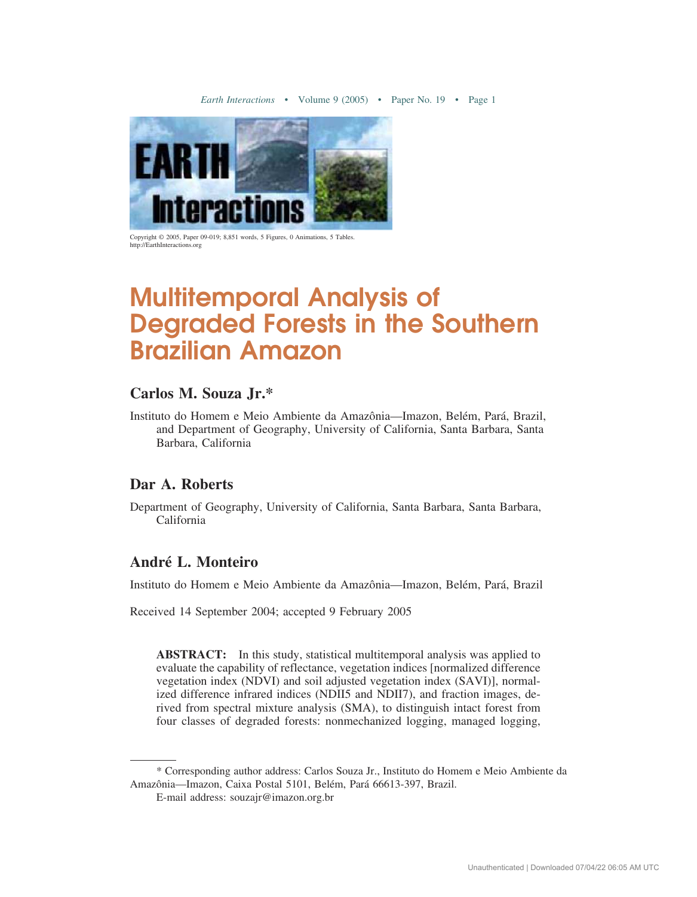Copyright © 2005, Paper 09-019; 8,851 words, 5 Figures, 0 Animations, 5 Tables.
http://EarthInteractions.org

# Multitemporal Analysis of Degraded Forests in the Southern Brazilian Amazon

## Carlos M. Souza Jr.*

Instituto do Homem e Meio Ambiente da Amazônia—Imazon, Belém, Pará, Brazil, and Department of Geography, University of California, Santa Barbara, Santa Barbara, California

## Dar A. Roberts

Department of Geography, University of California, Santa Barbara, Santa Barbara, California

## André L. Monteiro

Instituto do Homem e Meio Ambiente da Amazônia—Imazon, Belém, Pará, Brazil

Received 14 September 2004; accepted 9 February 2005

**ABSTRACT:** In this study, statistical multitemporal analysis was applied to evaluate the capability of reflectance, vegetation indices [normalized difference vegetation index (NDVI) and soil adjusted vegetation index (SAVI)], normalized difference infrared indices (NDII5 and NDII7), and fraction images, derived from spectral mixture analysis (SMA), to distinguish intact forest from four classes of degraded forests: nonmechanized logging, managed logging,

---

* Corresponding author address: Carlos Souza Jr., Instituto do Homem e Meio Ambiente da Amazônia—Imazon, Caixa Postal 5101, Belém, Pará 66613-397, Brazil.

E-mail address: souzajr@imazon.org.br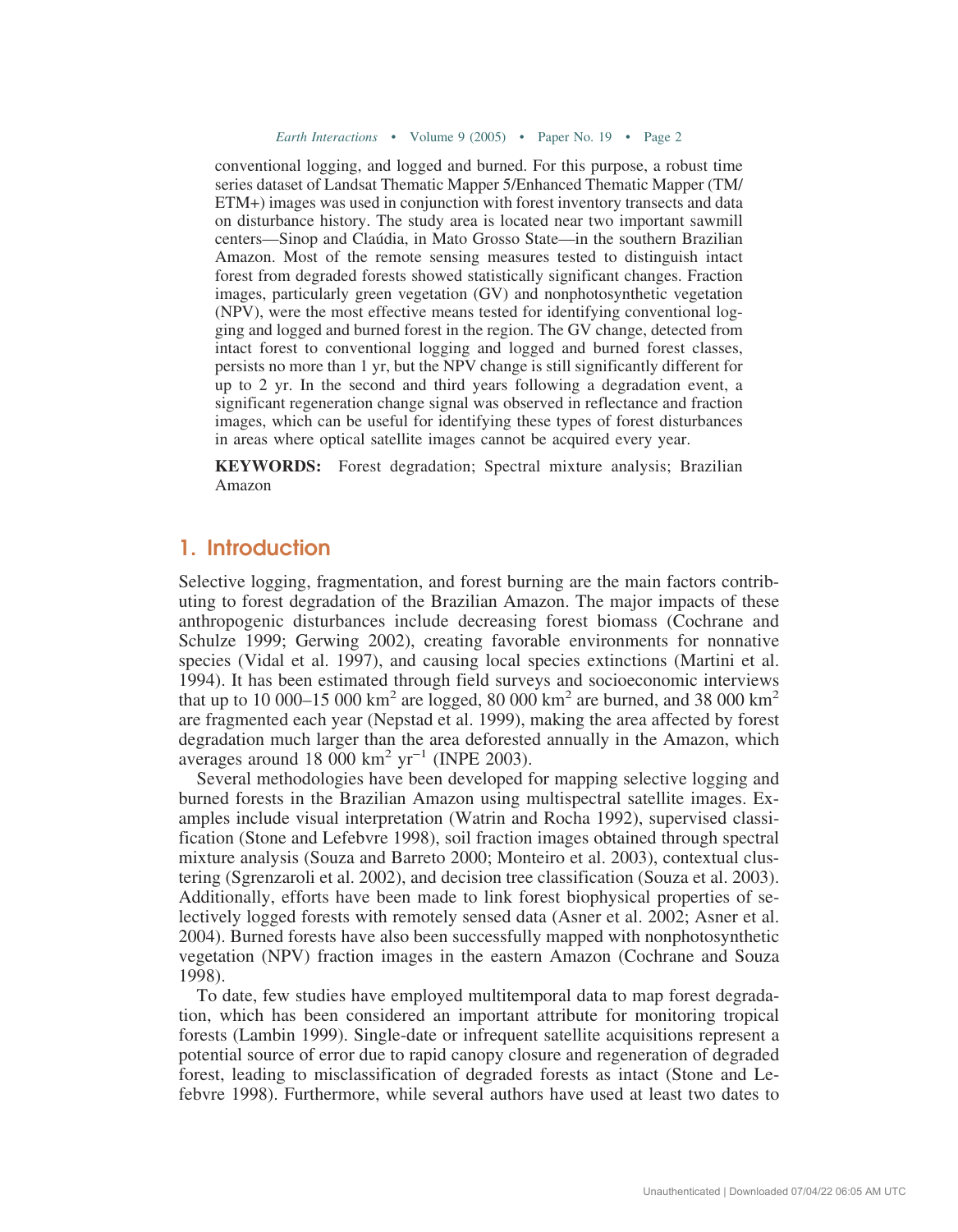conventional logging, and logged and burned. For this purpose, a robust time series dataset of Landsat Thematic Mapper 5/Enhanced Thematic Mapper (TM/ ETM+) images was used in conjunction with forest inventory transects and data on disturbance history. The study area is located near two important sawmill centers—Sinop and Claúdia, in Mato Grosso State—in the southern Brazilian Amazon. Most of the remote sensing measures tested to distinguish intact forest from degraded forests showed statistically significant changes. Fraction images, particularly green vegetation (GV) and nonphotosynthetic vegetation (NPV), were the most effective means tested for identifying conventional logging and logged and burned forest in the region. The GV change, detected from intact forest to conventional logging and logged and burned forest classes, persists no more than 1 yr, but the NPV change is still significantly different for up to 2 yr. In the second and third years following a degradation event, a significant regeneration change signal was observed in reflectance and fraction images, which can be useful for identifying these types of forest disturbances in areas where optical satellite images cannot be acquired every year.

**KEYWORDS:** Forest degradation; Spectral mixture analysis; Brazilian Amazon

## 1. Introduction

Selective logging, fragmentation, and forest burning are the main factors contributing to forest degradation of the Brazilian Amazon. The major impacts of these anthropogenic disturbances include decreasing forest biomass (Cochrane and Schulze 1999; Gerwing 2002), creating favorable environments for nonnative species (Vidal et al. 1997), and causing local species extinctions (Martini et al. 1994). It has been estimated through field surveys and socioeconomic interviews that up to 10 000–15 000 $km^2$ are logged, 80 000 $km^2$ are burned, and 38 000 $km^2$ are fragmented each year (Nepstad et al. 1999), making the area affected by forest degradation much larger than the area deforested annually in the Amazon, which averages around 18 000 $km^2$ $yr^{-1}$ (INPE 2003).

Several methodologies have been developed for mapping selective logging and burned forests in the Brazilian Amazon using multispectral satellite images. Examples include visual interpretation (Watrin and Rocha 1992), supervised classification (Stone and Lefebvre 1998), soil fraction images obtained through spectral mixture analysis (Souza and Barreto 2000; Monteiro et al. 2003), contextual clustering (Sgrenzaroli et al. 2002), and decision tree classification (Souza et al. 2003). Additionally, efforts have been made to link forest biophysical properties of selectively logged forests with remotely sensed data (Asner et al. 2002; Asner et al. 2004). Burned forests have also been successfully mapped with nonphotosynthetic vegetation (NPV) fraction images in the eastern Amazon (Cochrane and Souza 1998).

To date, few studies have employed multitemporal data to map forest degradation, which has been considered an important attribute for monitoring tropical forests (Lambin 1999). Single-date or infrequent satellite acquisitions represent a potential source of error due to rapid canopy closure and regeneration of degraded forest, leading to misclassification of degraded forests as intact (Stone and Lefebvre 1998). Furthermore, while several authors have used at least two dates to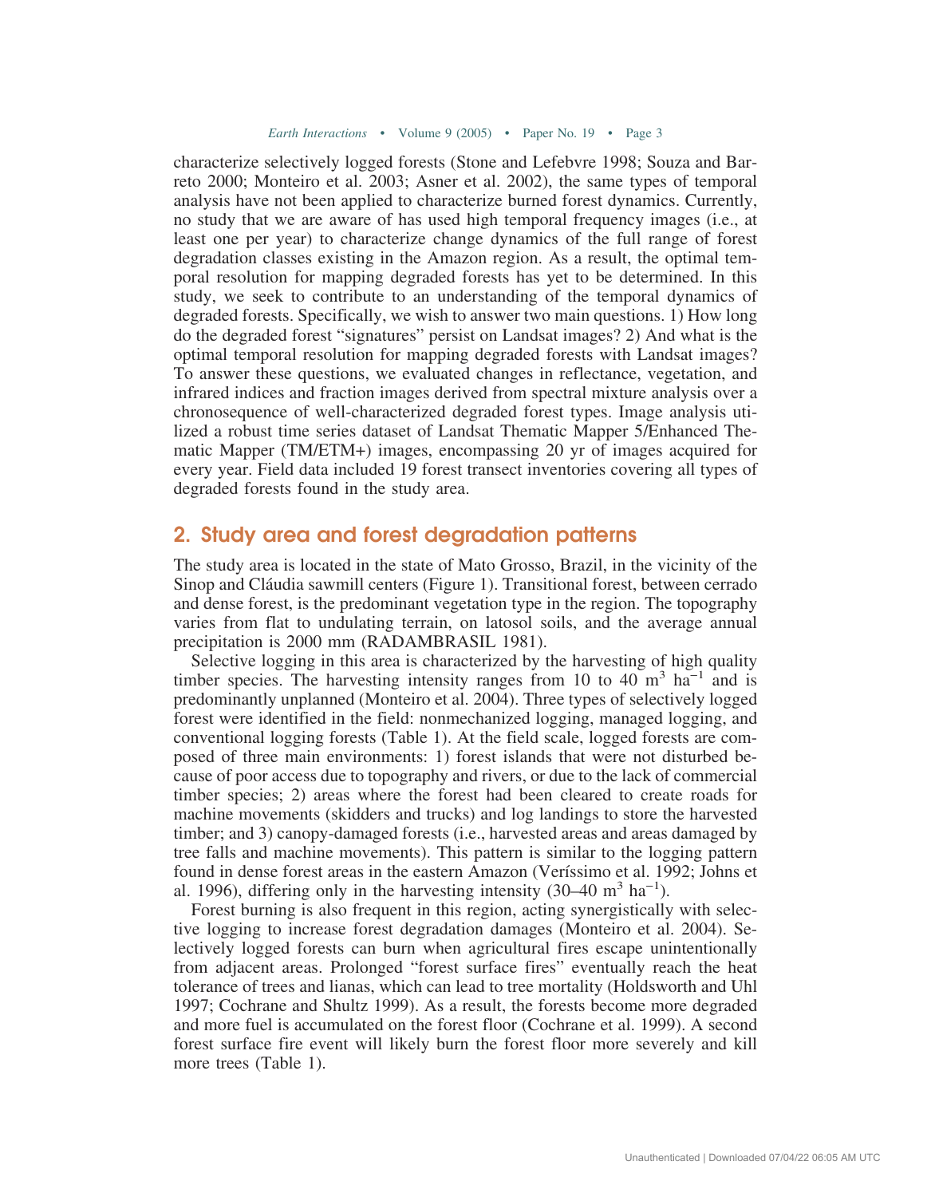characterize selectively logged forests (Stone and Lefebvre 1998; Souza and Barreto 2000; Monteiro et al. 2003; Asner et al. 2002), the same types of temporal analysis have not been applied to characterize burned forest dynamics. Currently, no study that we are aware of has used high temporal frequency images (i.e., at least one per year) to characterize change dynamics of the full range of forest degradation classes existing in the Amazon region. As a result, the optimal temporal resolution for mapping degraded forests has yet to be determined. In this study, we seek to contribute to an understanding of the temporal dynamics of degraded forests. Specifically, we wish to answer two main questions. 1) How long do the degraded forest "signatures" persist on Landsat images? 2) And what is the optimal temporal resolution for mapping degraded forests with Landsat images? To answer these questions, we evaluated changes in reflectance, vegetation, and infrared indices and fraction images derived from spectral mixture analysis over a chronosequence of well-characterized degraded forest types. Image analysis utilized a robust time series dataset of Landsat Thematic Mapper 5/Enhanced Thematic Mapper (TM/ETM+) images, encompassing 20 yr of images acquired for every year. Field data included 19 forest transect inventories covering all types of degraded forests found in the study area.

## 2. Study area and forest degradation patterns

The study area is located in the state of Mato Grosso, Brazil, in the vicinity of the Sinop and Cláudia sawmill centers (Figure 1). Transitional forest, between cerrado and dense forest, is the predominant vegetation type in the region. The topography varies from flat to undulating terrain, on latosol soils, and the average annual precipitation is 2000 mm (RADAMBRASIL 1981).

Selective logging in this area is characterized by the harvesting of high quality timber species. The harvesting intensity ranges from 10 to 40 $m^3$ $ha^{-1}$ and is predominantly unplanned (Monteiro et al. 2004). Three types of selectively logged forest were identified in the field: nonmechanized logging, managed logging, and conventional logging forests (Table 1). At the field scale, logged forests are composed of three main environments: 1) forest islands that were not disturbed because of poor access due to topography and rivers, or due to the lack of commercial timber species; 2) areas where the forest had been cleared to create roads for machine movements (skidders and trucks) and log landings to store the harvested timber; and 3) canopy-damaged forests (i.e., harvested areas and areas damaged by tree falls and machine movements). This pattern is similar to the logging pattern found in dense forest areas in the eastern Amazon (Veríssimo et al. 1992; Johns et al. 1996), differing only in the harvesting intensity (30–40 $m^3$ $ha^{-1}$).

Forest burning is also frequent in this region, acting synergistically with selective logging to increase forest degradation damages (Monteiro et al. 2004). Selectively logged forests can burn when agricultural fires escape unintentionally from adjacent areas. Prolonged "forest surface fires" eventually reach the heat tolerance of trees and lianas, which can lead to tree mortality (Holdsworth and Uhl 1997; Cochrane and Shultz 1999). As a result, the forests become more degraded and more fuel is accumulated on the forest floor (Cochrane et al. 1999). A second forest surface fire event will likely burn the forest floor more severely and kill more trees (Table 1).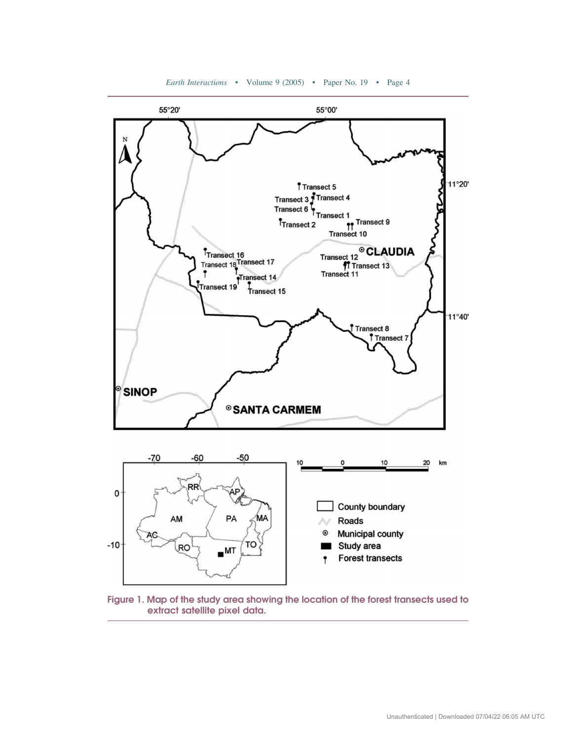Figure 1. Map of the study area showing the location of the forest transects used to extract satellite pixel data.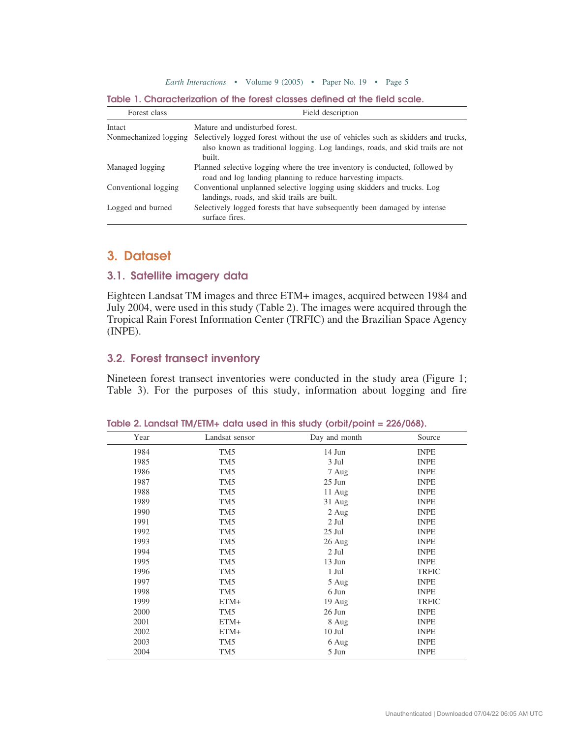**Table 1. Characterization of the forest classes defined at the field scale.**

| Forest class | Field description |
|---|---|
| Intact | Mature and undisturbed forest. |
| Nonmechanized logging | Selectively logged forest without the use of vehicles such as skidders and trucks, also known as traditional logging. Log landings, roads, and skid trails are not built. |
| Managed logging | Planned selective logging where the tree inventory is conducted, followed by road and log landing planning to reduce harvesting impacts. |
| Conventional logging | Conventional unplanned selective logging using skidders and trucks. Log landings, roads, and skid trails are built. |
| Logged and burned | Selectively logged forests that have subsequently been damaged by intense surface fires. |

## 3. Dataset

### 3.1. Satellite imagery data

Eighteen Landsat TM images and three ETM+ images, acquired between 1984 and July 2004, were used in this study (Table 2). The images were acquired through the Tropical Rain Forest Information Center (TRFIC) and the Brazilian Space Agency (INPE).

### 3.2. Forest transect inventory

Nineteen forest transect inventories were conducted in the study area (Figure 1; Table 3). For the purposes of this study, information about logging and fire

**Table 2. Landsat TM/ETM+ data used in this study (orbit/point = 226/068).**

| Year | Landsat sensor | Day and month | Source |
|---|---|---|---|
| 1984 | TM5 | 14 Jun | INPE |
| 1985 | TM5 | 3 Jul | INPE |
| 1986 | TM5 | 7 Aug | INPE |
| 1987 | TM5 | 25 Jun | INPE |
| 1988 | TM5 | 11 Aug | INPE |
| 1989 | TM5 | 31 Aug | INPE |
| 1990 | TM5 | 2 Aug | INPE |
| 1991 | TM5 | 2 Jul | INPE |
| 1992 | TM5 | 25 Jul | INPE |
| 1993 | TM5 | 26 Aug | INPE |
| 1994 | TM5 | 2 Jul | INPE |
| 1995 | TM5 | 13 Jun | INPE |
| 1996 | TM5 | 1 Jul | TRFIC |
| 1997 | TM5 | 5 Aug | INPE |
| 1998 | TM5 | 6 Jun | INPE |
| 1999 | ETM+ | 19 Aug | TRFIC |
| 2000 | TM5 | 26 Jun | INPE |
| 2001 | ETM+ | 8 Aug | INPE |
| 2002 | ETM+ | 10 Jul | INPE |
| 2003 | TM5 | 6 Aug | INPE |
| 2004 | TM5 | 5 Jun | INPE |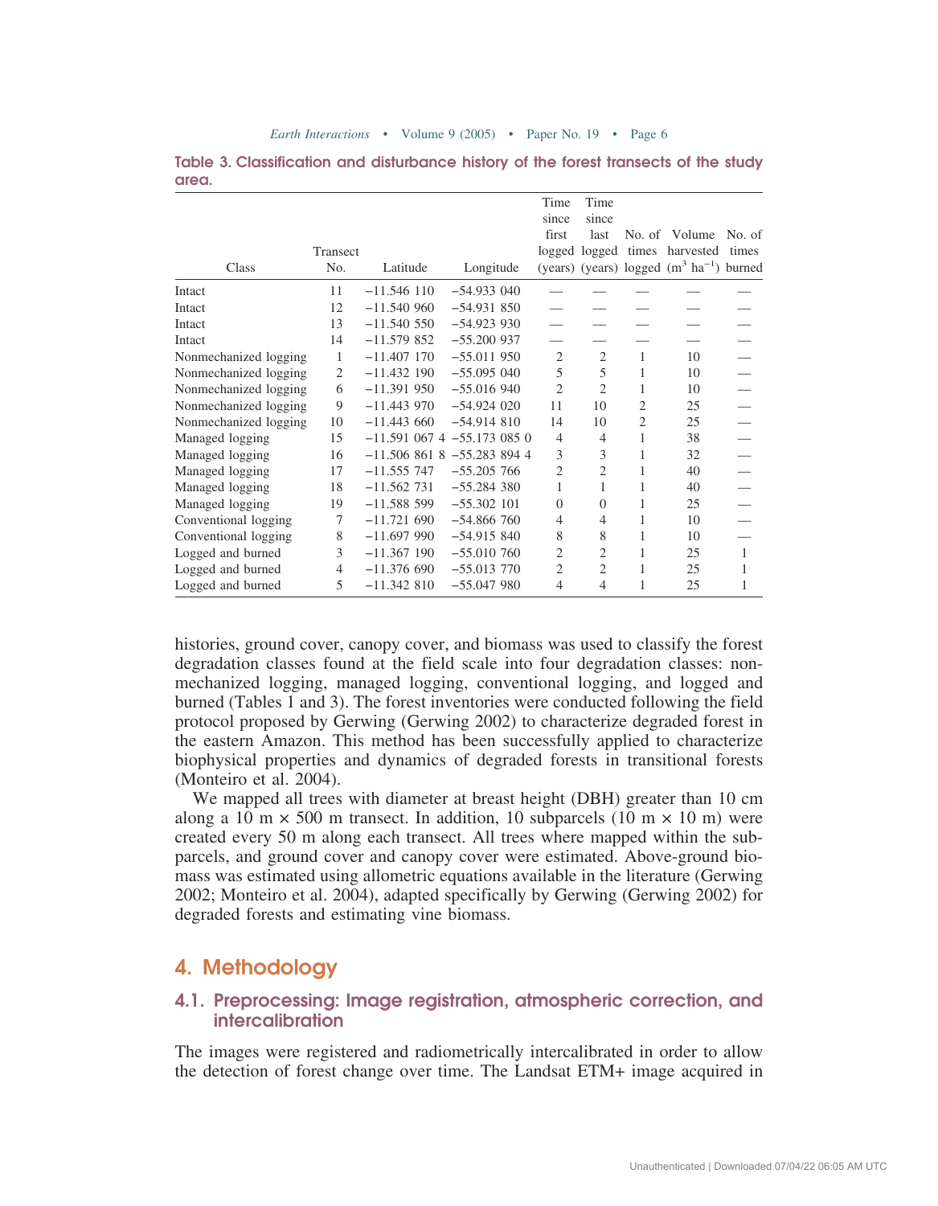**Table 3. Classification and disturbance history of the forest transects of the study area.**

| Class | Transect No. | Latitude | Longitude | Time since first logged (years) | Time since last logged (years) | No. of times logged | Volume harvested ($m^3$ $ha^{-1}$) | No. of times burned |
|---|---|---|---|---|---|---|---|---|
| Intact | 11 | −11.546 110 | −54.933 040 | — | — | — | — | — |
| Intact | 12 | −11.540 960 | −54.931 850 | — | — | — | — | — |
| Intact | 13 | −11.540 550 | −54.923 930 | — | — | — | — | — |
| Intact | 14 | −11.579 852 | −55.200 937 | — | — | — | — | — |
| Nonmechanized logging | 1 | −11.407 170 | −55.011 950 | 2 | 2 | 1 | 10 | — |
| Nonmechanized logging | 2 | −11.432 190 | −55.095 040 | 5 | 5 | 1 | 10 | — |
| Nonmechanized logging | 6 | −11.391 950 | −55.016 940 | 2 | 2 | 1 | 10 | — |
| Nonmechanized logging | 9 | −11.443 970 | −54.924 020 | 11 | 10 | 2 | 25 | — |
| Nonmechanized logging | 10 | −11.443 660 | −54.914 810 | 14 | 10 | 2 | 25 | — |
| Managed logging | 15 | −11.591 067 4 | −55.173 085 0 | 4 | 4 | 1 | 38 | — |
| Managed logging | 16 | −11.506 861 8 | −55.283 894 4 | 3 | 3 | 1 | 32 | — |
| Managed logging | 17 | −11.555 747 | −55.205 766 | 2 | 2 | 1 | 40 | — |
| Managed logging | 18 | −11.562 731 | −55.284 380 | 1 | 1 | 1 | 40 | — |
| Managed logging | 19 | −11.588 599 | −55.302 101 | 0 | 0 | 1 | 25 | — |
| Conventional logging | 7 | −11.721 690 | −54.866 760 | 4 | 4 | 1 | 10 | — |
| Conventional logging | 8 | −11.697 990 | −54.915 840 | 8 | 8 | 1 | 10 | — |
| Logged and burned | 3 | −11.367 190 | −55.010 760 | 2 | 2 | 1 | 25 | 1 |
| Logged and burned | 4 | −11.376 690 | −55.013 770 | 2 | 2 | 1 | 25 | 1 |
| Logged and burned | 5 | −11.342 810 | −55.047 980 | 4 | 4 | 1 | 25 | 1 |

histories, ground cover, canopy cover, and biomass was used to classify the forest degradation classes found at the field scale into four degradation classes: nonmechanized logging, managed logging, conventional logging, and logged and burned (Tables 1 and 3). The forest inventories were conducted following the field protocol proposed by Gerwing (Gerwing 2002) to characterize degraded forest in the eastern Amazon. This method has been successfully applied to characterize biophysical properties and dynamics of degraded forests in transitional forests (Monteiro et al. 2004).

We mapped all trees with diameter at breast height (DBH) greater than 10 cm along a 10 m × 500 m transect. In addition, 10 subparcels (10 m × 10 m) were created every 50 m along each transect. All trees where mapped within the subparcels, and ground cover and canopy cover were estimated. Above-ground biomass was estimated using allometric equations available in the literature (Gerwing 2002; Monteiro et al. 2004), adapted specifically by Gerwing (Gerwing 2002) for degraded forests and estimating vine biomass.

## 4. Methodology

### 4.1. Preprocessing: Image registration, atmospheric correction, and intercalibration

The images were registered and radiometrically intercalibrated in order to allow the detection of forest change over time. The Landsat ETM+ image acquired in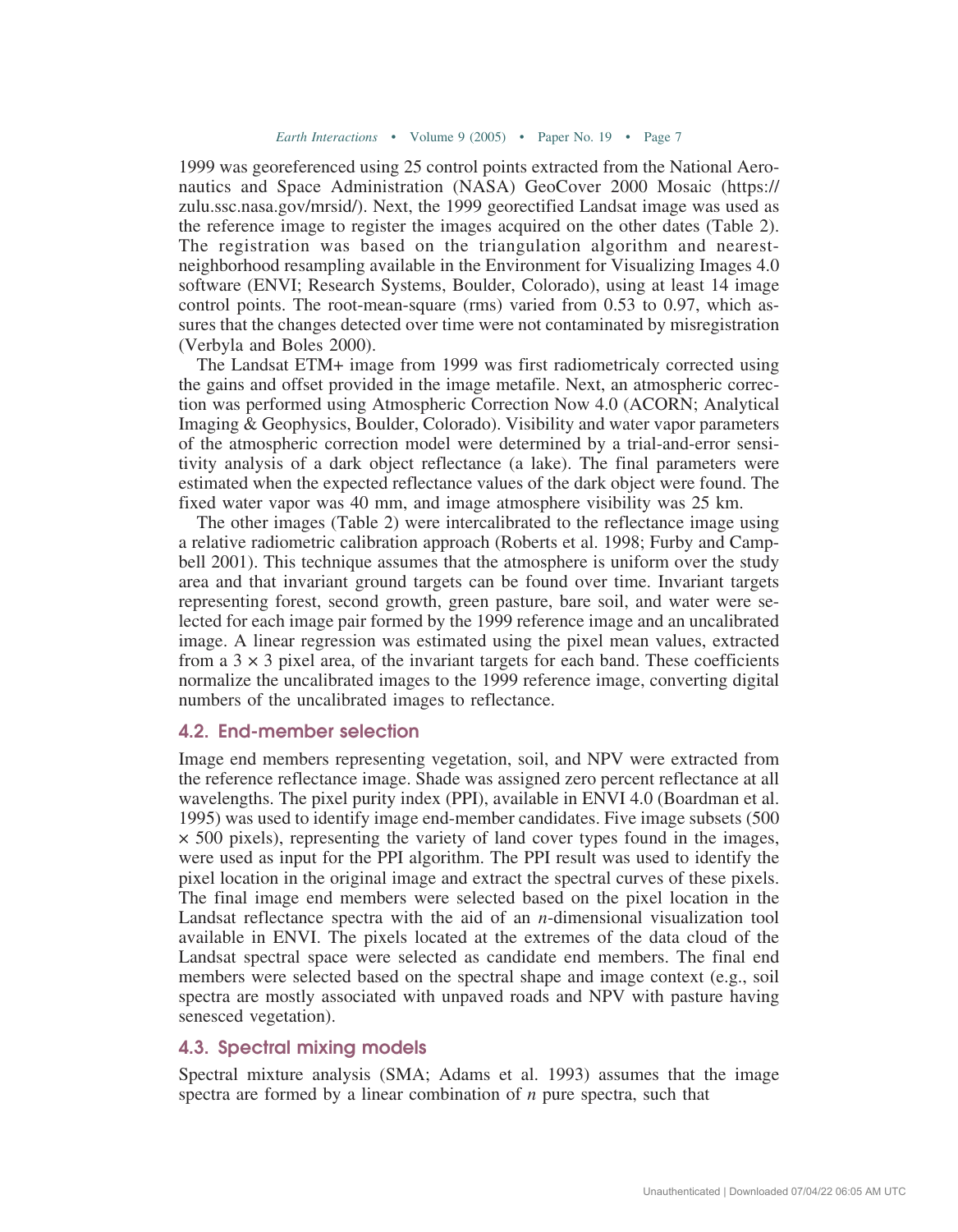1999 was georeferenced using 25 control points extracted from the National Aeronautics and Space Administration (NASA) GeoCover 2000 Mosaic (https://zulu.ssc.nasa.gov/mrsid/). Next, the 1999 georectified Landsat image was used as the reference image to register the images acquired on the other dates (Table 2). The registration was based on the triangulation algorithm and nearest-neighborhood resampling available in the Environment for Visualizing Images 4.0 software (ENVI; Research Systems, Boulder, Colorado), using at least 14 image control points. The root-mean-square (rms) varied from 0.53 to 0.97, which assures that the changes detected over time were not contaminated by misregistration (Verbyla and Boles 2000).

The Landsat ETM+ image from 1999 was first radiometricaly corrected using the gains and offset provided in the image metafile. Next, an atmospheric correction was performed using Atmospheric Correction Now 4.0 (ACORN; Analytical Imaging & Geophysics, Boulder, Colorado). Visibility and water vapor parameters of the atmospheric correction model were determined by a trial-and-error sensitivity analysis of a dark object reflectance (a lake). The final parameters were estimated when the expected reflectance values of the dark object were found. The fixed water vapor was 40 mm, and image atmosphere visibility was 25 km.

The other images (Table 2) were intercalibrated to the reflectance image using a relative radiometric calibration approach (Roberts et al. 1998; Furby and Campbell 2001). This technique assumes that the atmosphere is uniform over the study area and that invariant ground targets can be found over time. Invariant targets representing forest, second growth, green pasture, bare soil, and water were selected for each image pair formed by the 1999 reference image and an uncalibrated image. A linear regression was estimated using the pixel mean values, extracted from a 3 × 3 pixel area, of the invariant targets for each band. These coefficients normalize the uncalibrated images to the 1999 reference image, converting digital numbers of the uncalibrated images to reflectance.

## 4.2. End-member selection

Image end members representing vegetation, soil, and NPV were extracted from the reference reflectance image. Shade was assigned zero percent reflectance at all wavelengths. The pixel purity index (PPI), available in ENVI 4.0 (Boardman et al. 1995) was used to identify image end-member candidates. Five image subsets (500 × 500 pixels), representing the variety of land cover types found in the images, were used as input for the PPI algorithm. The PPI result was used to identify the pixel location in the original image and extract the spectral curves of these pixels. The final image end members were selected based on the pixel location in the Landsat reflectance spectra with the aid of an *n*-dimensional visualization tool available in ENVI. The pixels located at the extremes of the data cloud of the Landsat spectral space were selected as candidate end members. The final end members were selected based on the spectral shape and image context (e.g., soil spectra are mostly associated with unpaved roads and NPV with pasture having senesced vegetation).

## 4.3. Spectral mixing models

Spectral mixture analysis (SMA; Adams et al. 1993) assumes that the image spectra are formed by a linear combination of *n* pure spectra, such that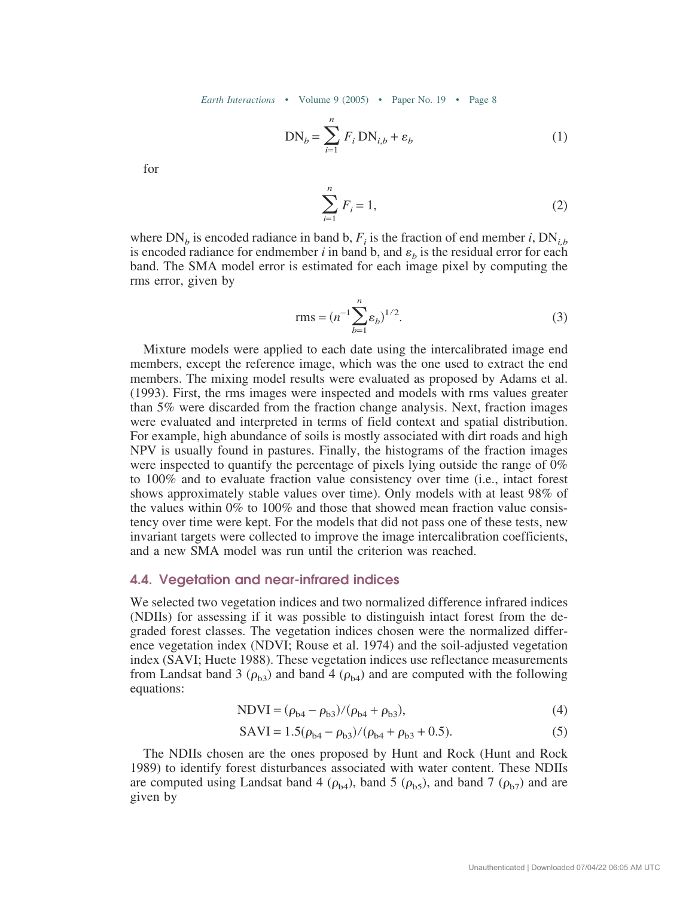$$\mathrm{DN}_b = \sum_{i=1}^{n} F_i \, \mathrm{DN}_{i,b} + \varepsilon_b \tag{1}$$

for

$$\sum_{i=1}^{n} F_i = 1, \tag{2}$$

where $\mathrm{DN}_b$ is encoded radiance in band b, $F_i$ is the fraction of end member $i$, $\mathrm{DN}_{i,b}$ is encoded radiance for endmember $i$ in band b, and $\varepsilon_b$ is the residual error for each band. The SMA model error is estimated for each image pixel by computing the rms error, given by

$$\mathrm{rms} = (n^{-1} \sum_{b=1}^{n} \varepsilon_b)^{1/2}. \tag{3}$$

Mixture models were applied to each date using the intercalibrated image end members, except the reference image, which was the one used to extract the end members. The mixing model results were evaluated as proposed by Adams et al. (1993). First, the rms images were inspected and models with rms values greater than 5% were discarded from the fraction change analysis. Next, fraction images were evaluated and interpreted in terms of field context and spatial distribution. For example, high abundance of soils is mostly associated with dirt roads and high NPV is usually found in pastures. Finally, the histograms of the fraction images were inspected to quantify the percentage of pixels lying outside the range of 0% to 100% and to evaluate fraction value consistency over time (i.e., intact forest shows approximately stable values over time). Only models with at least 98% of the values within 0% to 100% and those that showed mean fraction value consistency over time were kept. For the models that did not pass one of these tests, new invariant targets were collected to improve the image intercalibration coefficients, and a new SMA model was run until the criterion was reached.

## 4.4. Vegetation and near-infrared indices

We selected two vegetation indices and two normalized difference infrared indices (NDIIs) for assessing if it was possible to distinguish intact forest from the degraded forest classes. The vegetation indices chosen were the normalized difference vegetation index (NDVI; Rouse et al. 1974) and the soil-adjusted vegetation index (SAVI; Huete 1988). These vegetation indices use reflectance measurements from Landsat band 3 ($\rho_{b3}$) and band 4 ($\rho_{b4}$) and are computed with the following equations:

$$\mathrm{NDVI} = (\rho_{b4} - \rho_{b3})/(\rho_{b4} + \rho_{b3}), \tag{4}$$

$$\mathrm{SAVI} = 1.5(\rho_{b4} - \rho_{b3})/(\rho_{b4} + \rho_{b3} + 0.5). \tag{5}$$

The NDIIs chosen are the ones proposed by Hunt and Rock (Hunt and Rock 1989) to identify forest disturbances associated with water content. These NDIIs are computed using Landsat band 4 ($\rho_{b4}$), band 5 ($\rho_{b5}$), and band 7 ($\rho_{b7}$) and are given by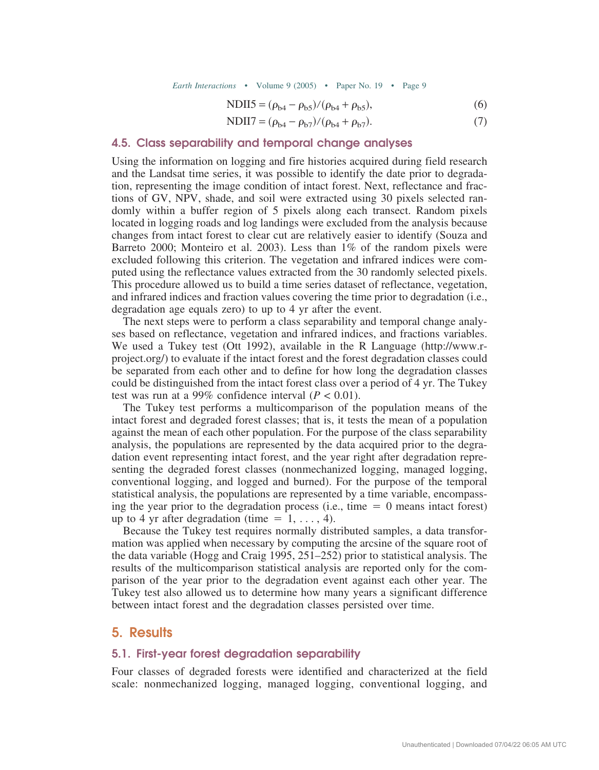$$\text{NDII5} = (\rho_{b4} - \rho_{b5})/(\rho_{b4} + \rho_{b5}), \tag{6}$$

$$\text{NDII7} = (\rho_{b4} - \rho_{b7})/(\rho_{b4} + \rho_{b7}). \tag{7}$$

### 4.5. Class separability and temporal change analyses

Using the information on logging and fire histories acquired during field research and the Landsat time series, it was possible to identify the date prior to degradation, representing the image condition of intact forest. Next, reflectance and fractions of GV, NPV, shade, and soil were extracted using 30 pixels selected randomly within a buffer region of 5 pixels along each transect. Random pixels located in logging roads and log landings were excluded from the analysis because changes from intact forest to clear cut are relatively easier to identify (Souza and Barreto 2000; Monteiro et al. 2003). Less than 1% of the random pixels were excluded following this criterion. The vegetation and infrared indices were computed using the reflectance values extracted from the 30 randomly selected pixels. This procedure allowed us to build a time series dataset of reflectance, vegetation, and infrared indices and fraction values covering the time prior to degradation (i.e., degradation age equals zero) to up to 4 yr after the event.

The next steps were to perform a class separability and temporal change analyses based on reflectance, vegetation and infrared indices, and fractions variables. We used a Tukey test (Ott 1992), available in the R Language (http://www.r-project.org/) to evaluate if the intact forest and the forest degradation classes could be separated from each other and to define for how long the degradation classes could be distinguished from the intact forest class over a period of 4 yr. The Tukey test was run at a 99% confidence interval ($P < 0.01$).

The Tukey test performs a multicomparison of the population means of the intact forest and degraded forest classes; that is, it tests the mean of a population against the mean of each other population. For the purpose of the class separability analysis, the populations are represented by the data acquired prior to the degradation event representing intact forest, and the year right after degradation representing the degraded forest classes (nonmechanized logging, managed logging, conventional logging, and logged and burned). For the purpose of the temporal statistical analysis, the populations are represented by a time variable, encompassing the year prior to the degradation process (i.e., time $= 0$ means intact forest) up to 4 yr after degradation (time $= 1, \ldots, 4$).

Because the Tukey test requires normally distributed samples, a data transformation was applied when necessary by computing the arcsine of the square root of the data variable (Hogg and Craig 1995, 251–252) prior to statistical analysis. The results of the multicomparison statistical analysis are reported only for the comparison of the year prior to the degradation event against each other year. The Tukey test also allowed us to determine how many years a significant difference between intact forest and the degradation classes persisted over time.

## 5. Results

### 5.1. First-year forest degradation separability

Four classes of degraded forests were identified and characterized at the field scale: nonmechanized logging, managed logging, conventional logging, and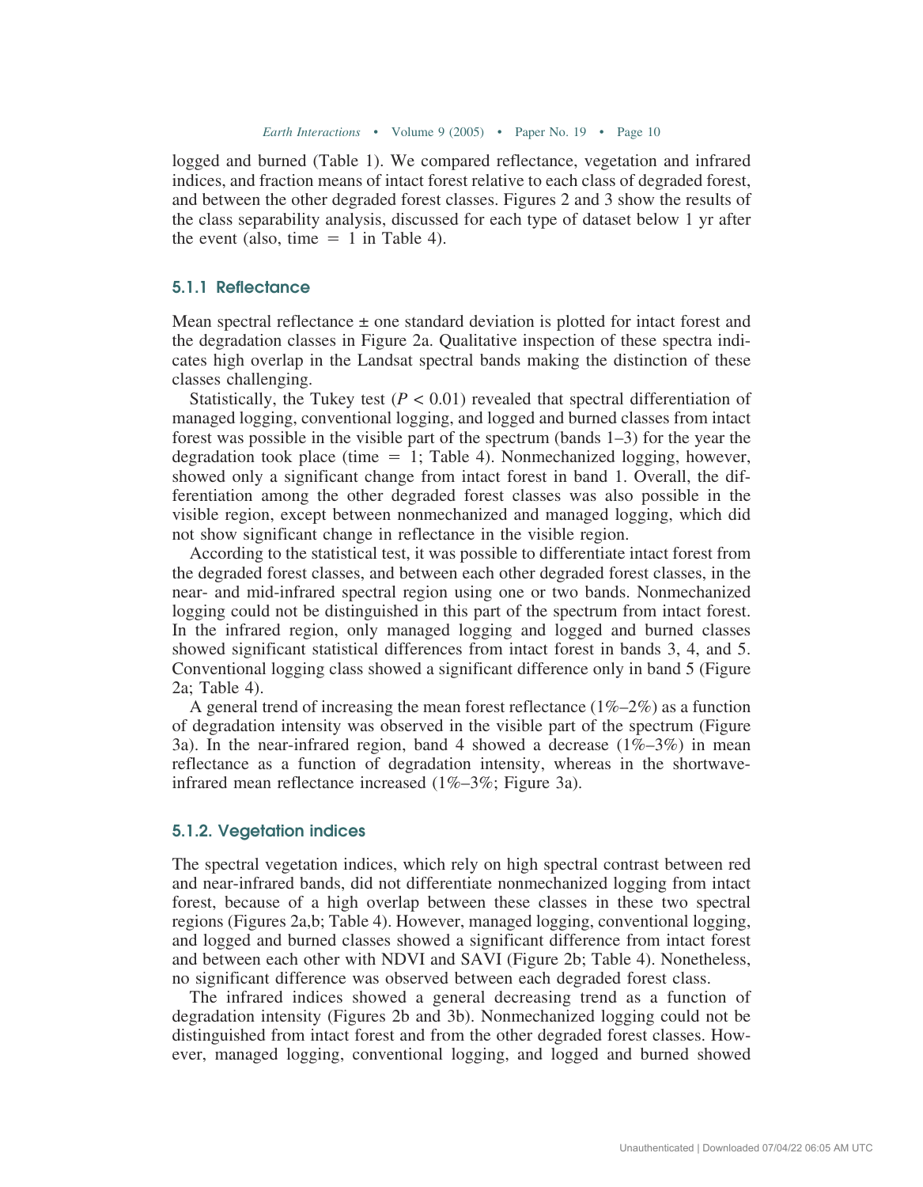logged and burned (Table 1). We compared reflectance, vegetation and infrared indices, and fraction means of intact forest relative to each class of degraded forest, and between the other degraded forest classes. Figures 2 and 3 show the results of the class separability analysis, discussed for each type of dataset below 1 yr after the event (also, time = 1 in Table 4).

### 5.1.1 Reflectance

Mean spectral reflectance ± one standard deviation is plotted for intact forest and the degradation classes in Figure 2a. Qualitative inspection of these spectra indicates high overlap in the Landsat spectral bands making the distinction of these classes challenging.

Statistically, the Tukey test ($P < 0.01$) revealed that spectral differentiation of managed logging, conventional logging, and logged and burned classes from intact forest was possible in the visible part of the spectrum (bands 1–3) for the year the degradation took place (time = 1; Table 4). Nonmechanized logging, however, showed only a significant change from intact forest in band 1. Overall, the differentiation among the other degraded forest classes was also possible in the visible region, except between nonmechanized and managed logging, which did not show significant change in reflectance in the visible region.

According to the statistical test, it was possible to differentiate intact forest from the degraded forest classes, and between each other degraded forest classes, in the near- and mid-infrared spectral region using one or two bands. Nonmechanized logging could not be distinguished in this part of the spectrum from intact forest. In the infrared region, only managed logging and logged and burned classes showed significant statistical differences from intact forest in bands 3, 4, and 5. Conventional logging class showed a significant difference only in band 5 (Figure 2a; Table 4).

A general trend of increasing the mean forest reflectance (1%–2%) as a function of degradation intensity was observed in the visible part of the spectrum (Figure 3a). In the near-infrared region, band 4 showed a decrease (1%–3%) in mean reflectance as a function of degradation intensity, whereas in the shortwave-infrared mean reflectance increased (1%–3%; Figure 3a).

### 5.1.2. Vegetation indices

The spectral vegetation indices, which rely on high spectral contrast between red and near-infrared bands, did not differentiate nonmechanized logging from intact forest, because of a high overlap between these classes in these two spectral regions (Figures 2a,b; Table 4). However, managed logging, conventional logging, and logged and burned classes showed a significant difference from intact forest and between each other with NDVI and SAVI (Figure 2b; Table 4). Nonetheless, no significant difference was observed between each degraded forest class.

The infrared indices showed a general decreasing trend as a function of degradation intensity (Figures 2b and 3b). Nonmechanized logging could not be distinguished from intact forest and from the other degraded forest classes. However, managed logging, conventional logging, and logged and burned showed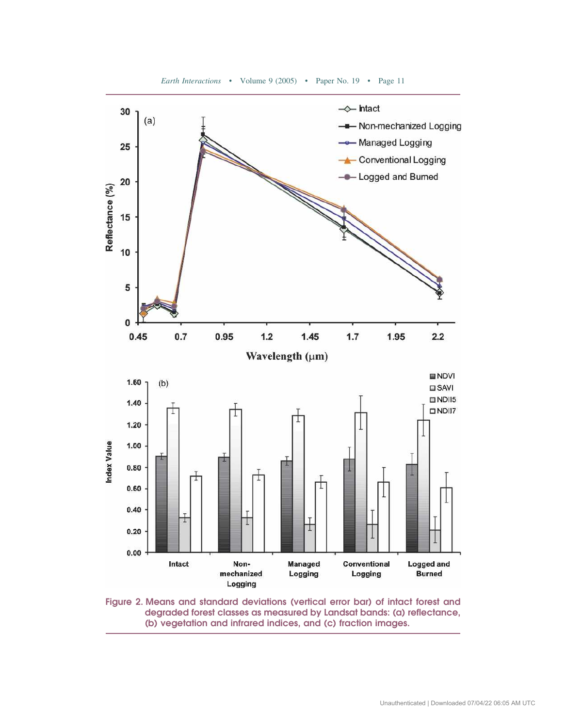Figure 2. Means and standard deviations (vertical error bar) of intact forest and degraded forest classes as measured by Landsat bands: (a) reflectance, (b) vegetation and infrared indices, and (c) fraction images.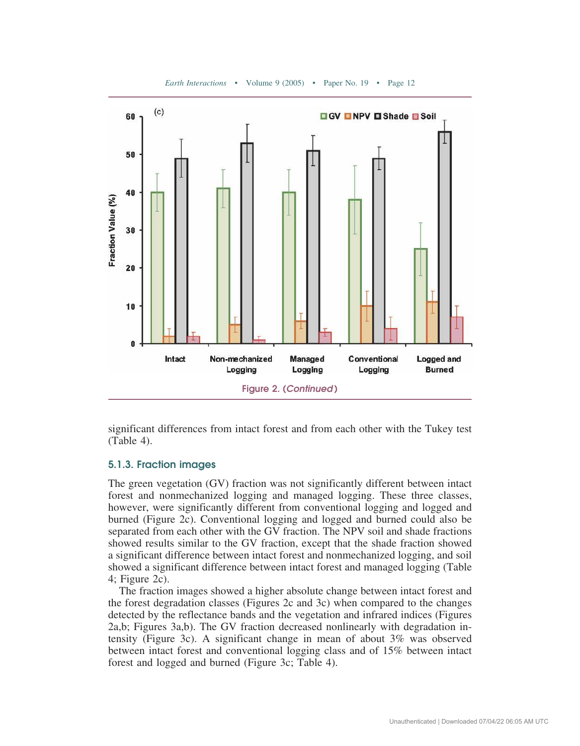Figure 2. (*Continued*)

significant differences from intact forest and from each other with the Tukey test (Table 4).

### 5.1.3. Fraction images

The green vegetation (GV) fraction was not significantly different between intact forest and nonmechanized logging and managed logging. These three classes, however, were significantly different from conventional logging and logged and burned (Figure 2c). Conventional logging and logged and burned could also be separated from each other with the GV fraction. The NPV soil and shade fractions showed results similar to the GV fraction, except that the shade fraction showed a significant difference between intact forest and nonmechanized logging, and soil showed a significant difference between intact forest and managed logging (Table 4; Figure 2c).

The fraction images showed a higher absolute change between intact forest and the forest degradation classes (Figures 2c and 3c) when compared to the changes detected by the reflectance bands and the vegetation and infrared indices (Figures 2a,b; Figures 3a,b). The GV fraction decreased nonlinearly with degradation intensity (Figure 3c). A significant change in mean of about 3% was observed between intact forest and conventional logging class and of 15% between intact forest and logged and burned (Figure 3c; Table 4).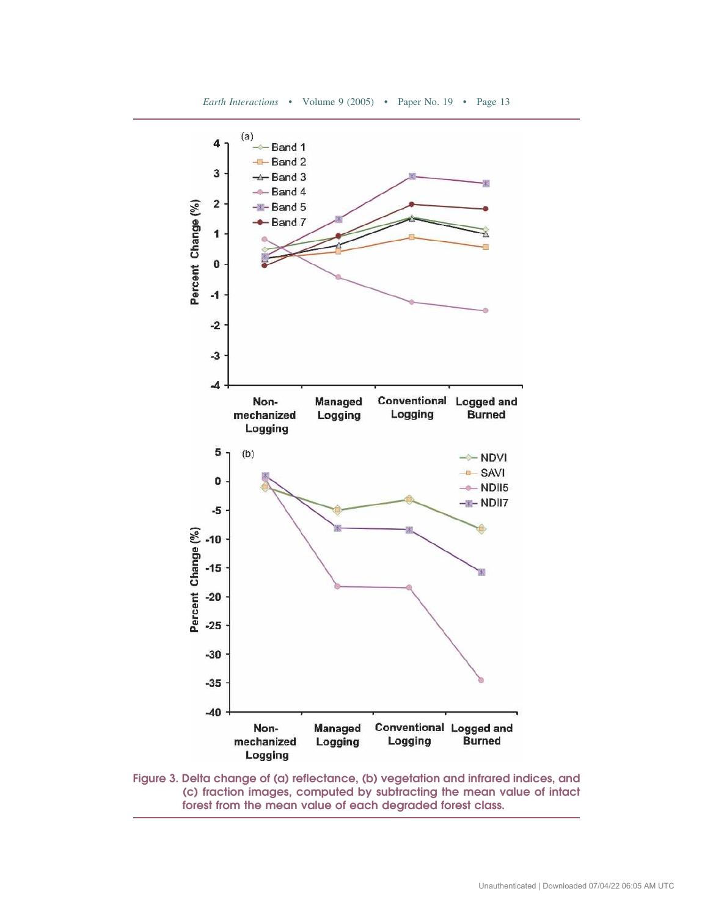Figure 3. Delta change of (a) reflectance, (b) vegetation and infrared indices, and (c) fraction images, computed by subtracting the mean value of intact forest from the mean value of each degraded forest class.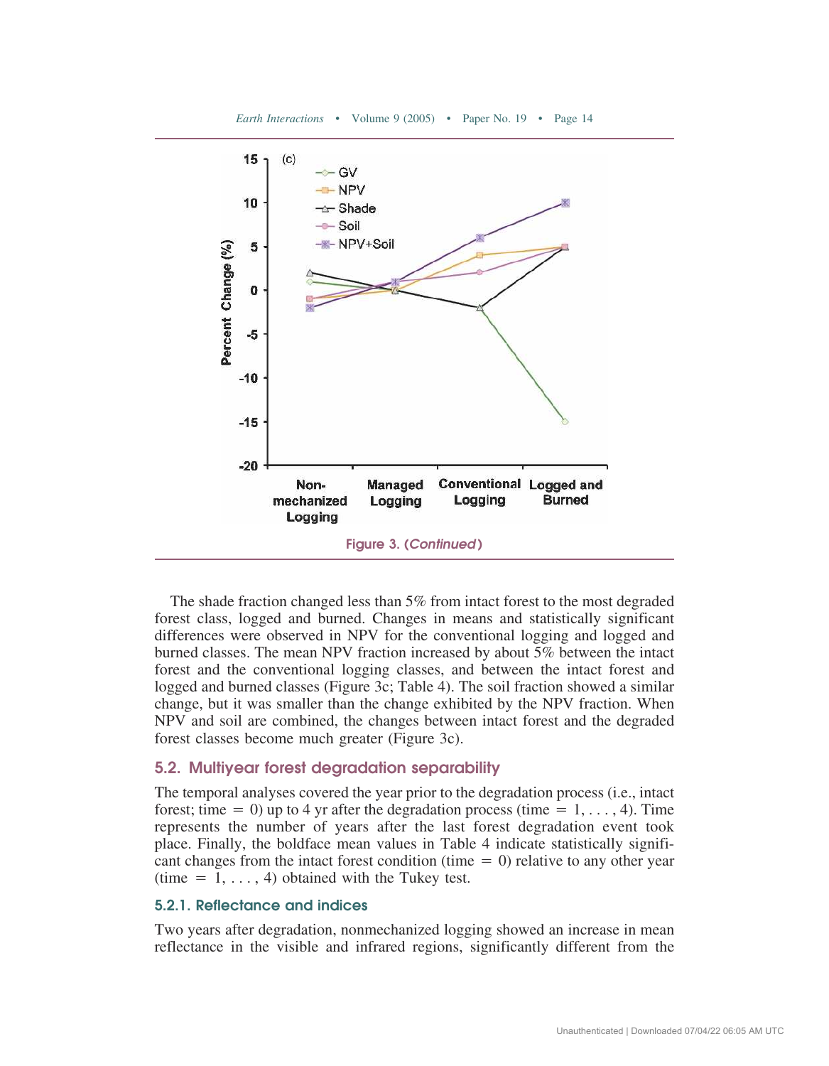Figure 3. (*Continued*)

The shade fraction changed less than 5% from intact forest to the most degraded forest class, logged and burned. Changes in means and statistically significant differences were observed in NPV for the conventional logging and logged and burned classes. The mean NPV fraction increased by about 5% between the intact forest and the conventional logging classes, and between the intact forest and logged and burned classes (Figure 3c; Table 4). The soil fraction showed a similar change, but it was smaller than the change exhibited by the NPV fraction. When NPV and soil are combined, the changes between intact forest and the degraded forest classes become much greater (Figure 3c).

## 5.2. Multiyear forest degradation separability

The temporal analyses covered the year prior to the degradation process (i.e., intact forest; time $= 0$) up to 4 yr after the degradation process (time $= 1, \ldots, 4$). Time represents the number of years after the last forest degradation event took place. Finally, the boldface mean values in Table 4 indicate statistically significant changes from the intact forest condition (time $= 0$) relative to any other year (time $= 1, \ldots, 4$) obtained with the Tukey test.

### 5.2.1. Reflectance and indices

Two years after degradation, nonmechanized logging showed an increase in mean reflectance in the visible and infrared regions, significantly different from the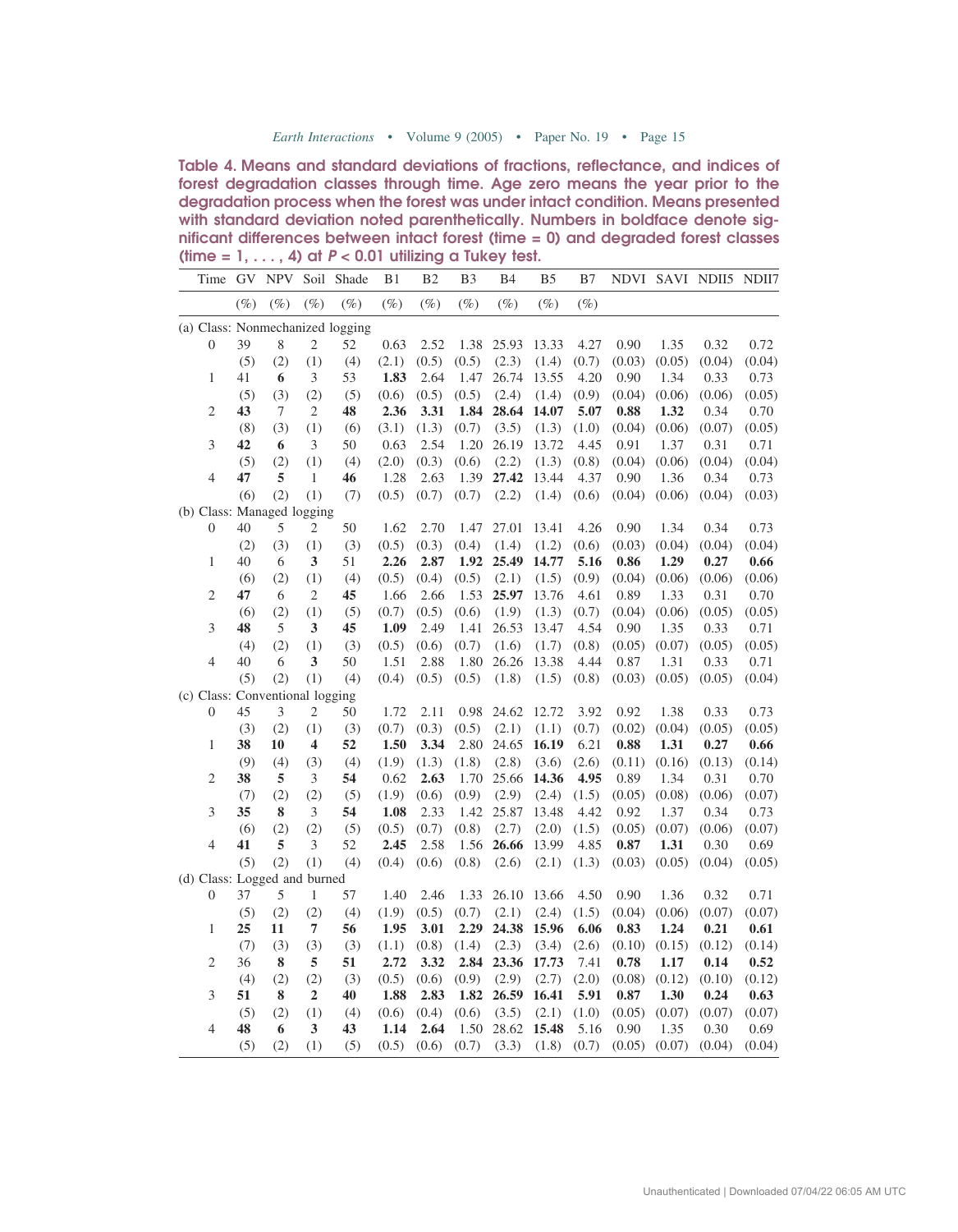**Table 4. Means and standard deviations of fractions, reflectance, and indices of forest degradation classes through time. Age zero means the year prior to the degradation process when the forest was under intact condition. Means presented with standard deviation noted parenthetically. Numbers in boldface denote significant differences between intact forest (time = 0) and degraded forest classes (time = 1, . . . , 4) at $P < 0.01$ utilizing a Tukey test.**

| Time | GV (%) | NPV (%) | Soil (%) | Shade (%) | B1 (%) | B2 (%) | B3 (%) | B4 (%) | B5 (%) | B7 (%) | NDVI | SAVI | NDII5 | NDII7 |
|---|---|---|---|---|---|---|---|---|---|---|---|---|---|---|
| (a) Class: Nonmechanized logging | | | | | | | | | | | | | | |
| 0 | 39 | 8 | 2 | 52 | 0.63 | 2.52 | 1.38 | 25.93 | 13.33 | 4.27 | 0.90 | 1.35 | 0.32 | 0.72 |
| | (5) | (2) | (1) | (4) | (2.1) | (0.5) | (0.5) | (2.3) | (1.4) | (0.7) | (0.03) | (0.05) | (0.04) | (0.04) |
| 1 | 41 | **6** | 3 | 53 | **1.83** | 2.64 | 1.47 | 26.74 | 13.55 | 4.20 | 0.90 | 1.34 | 0.33 | 0.73 |
| | (5) | (3) | (2) | (5) | (0.6) | (0.5) | (0.5) | (2.4) | (1.4) | (0.9) | (0.04) | (0.06) | (0.06) | (0.05) |
| 2 | **43** | 7 | 2 | **48** | **2.36** | **3.31** | **1.84** | **28.64** | **14.07** | **5.07** | **0.88** | **1.32** | 0.34 | 0.70 |
| | (8) | (3) | (1) | (6) | (3.1) | (1.3) | (0.7) | (3.5) | (1.3) | (1.0) | (0.04) | (0.06) | (0.07) | (0.05) |
| 3 | **42** | **6** | 3 | 50 | 0.63 | 2.54 | 1.20 | 26.19 | 13.72 | 4.45 | 0.91 | 1.37 | 0.31 | 0.71 |
| | (5) | (2) | (1) | (4) | (2.0) | (0.3) | (0.6) | (2.2) | (1.3) | (0.8) | (0.04) | (0.06) | (0.04) | (0.04) |
| 4 | **47** | **5** | 1 | **46** | 1.28 | 2.63 | 1.39 | **27.42** | 13.44 | 4.37 | 0.90 | 1.36 | 0.34 | 0.73 |
| | (6) | (2) | (1) | (7) | (0.5) | (0.7) | (0.7) | (2.2) | (1.4) | (0.6) | (0.04) | (0.06) | (0.04) | (0.03) |
| (b) Class: Managed logging | | | | | | | | | | | | | | |
| 0 | 40 | 5 | 2 | 50 | 1.62 | 2.70 | 1.47 | 27.01 | 13.41 | 4.26 | 0.90 | 1.34 | 0.34 | 0.73 |
| | (2) | (3) | (1) | (3) | (0.5) | (0.3) | (0.4) | (1.4) | (1.2) | (0.6) | (0.03) | (0.04) | (0.04) | (0.04) |
| 1 | 40 | 6 | **3** | 51 | **2.26** | **2.87** | **1.92** | **25.49** | **14.77** | **5.16** | **0.86** | **1.29** | **0.27** | **0.66** |
| | (6) | (2) | (1) | (4) | (0.5) | (0.4) | (0.5) | (2.1) | (1.5) | (0.9) | (0.04) | (0.06) | (0.06) | (0.06) |
| 2 | **47** | 6 | 2 | **45** | 1.66 | 2.66 | 1.53 | **25.97** | 13.76 | 4.61 | 0.89 | 1.33 | 0.31 | 0.70 |
| | (6) | (2) | (1) | (5) | (0.7) | (0.5) | (0.6) | (1.9) | (1.3) | (0.7) | (0.04) | (0.06) | (0.05) | (0.05) |
| 3 | **48** | 5 | **3** | **45** | **1.09** | 2.49 | 1.41 | 26.53 | 13.47 | 4.54 | 0.90 | 1.35 | 0.33 | 0.71 |
| | (4) | (2) | (1) | (3) | (0.5) | (0.6) | (0.7) | (1.6) | (1.7) | (0.8) | (0.05) | (0.07) | (0.05) | (0.05) |
| 4 | 40 | 6 | **3** | 50 | 1.51 | 2.88 | 1.80 | 26.26 | 13.38 | 4.44 | 0.87 | 1.31 | 0.33 | 0.71 |
| | (5) | (2) | (1) | (4) | (0.4) | (0.5) | (0.5) | (1.8) | (1.5) | (0.8) | (0.03) | (0.05) | (0.05) | (0.04) |
| (c) Class: Conventional logging | | | | | | | | | | | | | | |
| 0 | 45 | 3 | 2 | 50 | 1.72 | 2.11 | 0.98 | 24.62 | 12.72 | 3.92 | 0.92 | 1.38 | 0.33 | 0.73 |
| | (3) | (2) | (1) | (3) | (0.7) | (0.3) | (0.5) | (2.1) | (1.1) | (0.7) | (0.02) | (0.04) | (0.05) | (0.05) |
| 1 | **38** | **10** | **4** | **52** | **1.50** | **3.34** | 2.80 | 24.65 | **16.19** | 6.21 | **0.88** | **1.31** | **0.27** | **0.66** |
| | (9) | (4) | (3) | (4) | (1.9) | (1.3) | (1.8) | (2.8) | (3.6) | (2.6) | (0.11) | (0.16) | (0.13) | (0.14) |
| 2 | **38** | **5** | 3 | **54** | 0.62 | **2.63** | 1.70 | 25.66 | **14.36** | **4.95** | 0.89 | 1.34 | 0.31 | 0.70 |
| | (7) | (2) | (2) | (5) | (1.9) | (0.6) | (0.9) | (2.9) | (2.4) | (1.5) | (0.05) | (0.08) | (0.06) | (0.07) |
| 3 | **35** | **8** | 3 | **54** | **1.08** | 2.33 | 1.42 | 25.87 | 13.48 | 4.42 | 0.92 | 1.37 | 0.34 | 0.73 |
| | (6) | (2) | (2) | (5) | (0.5) | (0.7) | (0.8) | (2.7) | (2.0) | (1.5) | (0.05) | (0.07) | (0.06) | (0.07) |
| 4 | **41** | **5** | 3 | 52 | **2.45** | 2.58 | 1.56 | **26.66** | 13.99 | 4.85 | **0.87** | **1.31** | 0.30 | 0.69 |
| | (5) | (2) | (1) | (4) | (0.4) | (0.6) | (0.8) | (2.6) | (2.1) | (1.3) | (0.03) | (0.05) | (0.04) | (0.05) |
| (d) Class: Logged and burned | | | | | | | | | | | | | | |
| 0 | 37 | 5 | 1 | 57 | 1.40 | 2.46 | 1.33 | 26.10 | 13.66 | 4.50 | 0.90 | 1.36 | 0.32 | 0.71 |
| | (5) | (2) | (2) | (4) | (1.9) | (0.5) | (0.7) | (2.1) | (2.4) | (1.5) | (0.04) | (0.06) | (0.07) | (0.07) |
| 1 | **25** | **11** | **7** | 56 | **1.95** | **3.01** | **2.29** | **24.38** | **15.96** | **6.06** | **0.83** | **1.24** | **0.21** | **0.61** |
| | (7) | (3) | (3) | (3) | (1.1) | (0.8) | (1.4) | (2.3) | (3.4) | (2.6) | (0.10) | (0.15) | (0.12) | (0.14) |
| 2 | 36 | **8** | **5** | **51** | **2.72** | **3.32** | **2.84** | **23.36** | **17.73** | **7.41** | **0.78** | **1.17** | **0.14** | **0.52** |
| | (4) | (2) | (2) | (3) | (0.5) | (0.6) | (0.9) | (2.9) | (2.7) | (2.0) | (0.08) | (0.12) | (0.10) | (0.12) |
| 3 | **51** | **8** | **2** | **40** | **1.88** | **2.83** | **1.82** | **26.59** | **16.41** | **5.91** | **0.87** | **1.30** | **0.24** | **0.63** |
| | (5) | (2) | (1) | (4) | (0.6) | (0.4) | (0.6) | (3.5) | (2.1) | (1.0) | (0.05) | (0.07) | (0.07) | (0.07) |
| 4 | **48** | **6** | **3** | **43** | **1.14** | **2.64** | 1.50 | 28.62 | **15.48** | 5.16 | 0.90 | 1.35 | 0.30 | 0.69 |
| | (5) | (2) | (1) | (5) | (0.5) | (0.6) | (0.7) | (3.3) | (1.8) | (0.7) | (0.05) | (0.07) | (0.04) | (0.04) |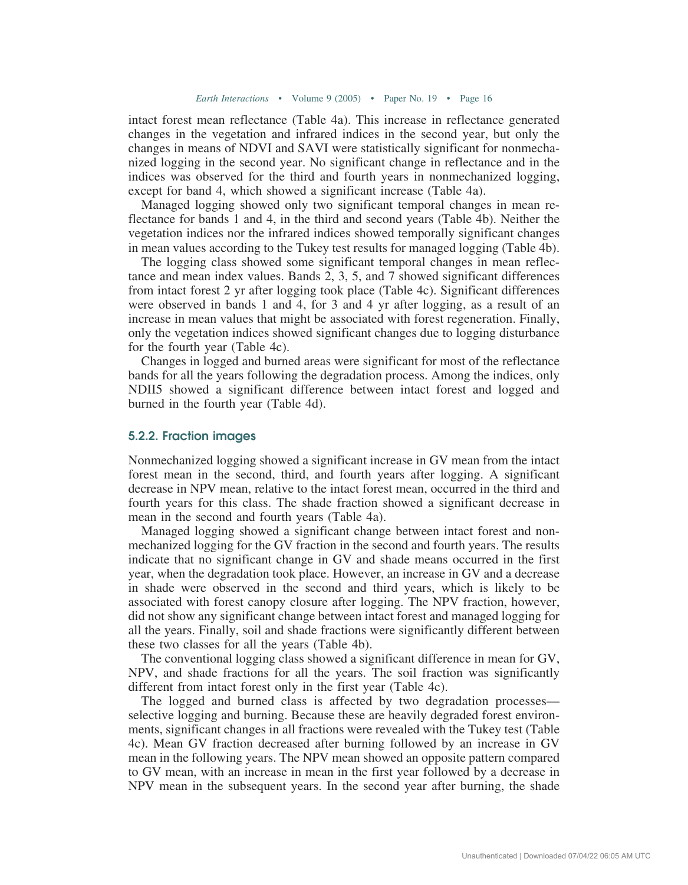intact forest mean reflectance (Table 4a). This increase in reflectance generated changes in the vegetation and infrared indices in the second year, but only the changes in means of NDVI and SAVI were statistically significant for nonmechanized logging in the second year. No significant change in reflectance and in the indices was observed for the third and fourth years in nonmechanized logging, except for band 4, which showed a significant increase (Table 4a).

Managed logging showed only two significant temporal changes in mean reflectance for bands 1 and 4, in the third and second years (Table 4b). Neither the vegetation indices nor the infrared indices showed temporally significant changes in mean values according to the Tukey test results for managed logging (Table 4b).

The logging class showed some significant temporal changes in mean reflectance and mean index values. Bands 2, 3, 5, and 7 showed significant differences from intact forest 2 yr after logging took place (Table 4c). Significant differences were observed in bands 1 and 4, for 3 and 4 yr after logging, as a result of an increase in mean values that might be associated with forest regeneration. Finally, only the vegetation indices showed significant changes due to logging disturbance for the fourth year (Table 4c).

Changes in logged and burned areas were significant for most of the reflectance bands for all the years following the degradation process. Among the indices, only NDII5 showed a significant difference between intact forest and logged and burned in the fourth year (Table 4d).

### 5.2.2. Fraction images

Nonmechanized logging showed a significant increase in GV mean from the intact forest mean in the second, third, and fourth years after logging. A significant decrease in NPV mean, relative to the intact forest mean, occurred in the third and fourth years for this class. The shade fraction showed a significant decrease in mean in the second and fourth years (Table 4a).

Managed logging showed a significant change between intact forest and nonmechanized logging for the GV fraction in the second and fourth years. The results indicate that no significant change in GV and shade means occurred in the first year, when the degradation took place. However, an increase in GV and a decrease in shade were observed in the second and third years, which is likely to be associated with forest canopy closure after logging. The NPV fraction, however, did not show any significant change between intact forest and managed logging for all the years. Finally, soil and shade fractions were significantly different between these two classes for all the years (Table 4b).

The conventional logging class showed a significant difference in mean for GV, NPV, and shade fractions for all the years. The soil fraction was significantly different from intact forest only in the first year (Table 4c).

The logged and burned class is affected by two degradation processes—selective logging and burning. Because these are heavily degraded forest environments, significant changes in all fractions were revealed with the Tukey test (Table 4c). Mean GV fraction decreased after burning followed by an increase in GV mean in the following years. The NPV mean showed an opposite pattern compared to GV mean, with an increase in mean in the first year followed by a decrease in NPV mean in the subsequent years. In the second year after burning, the shade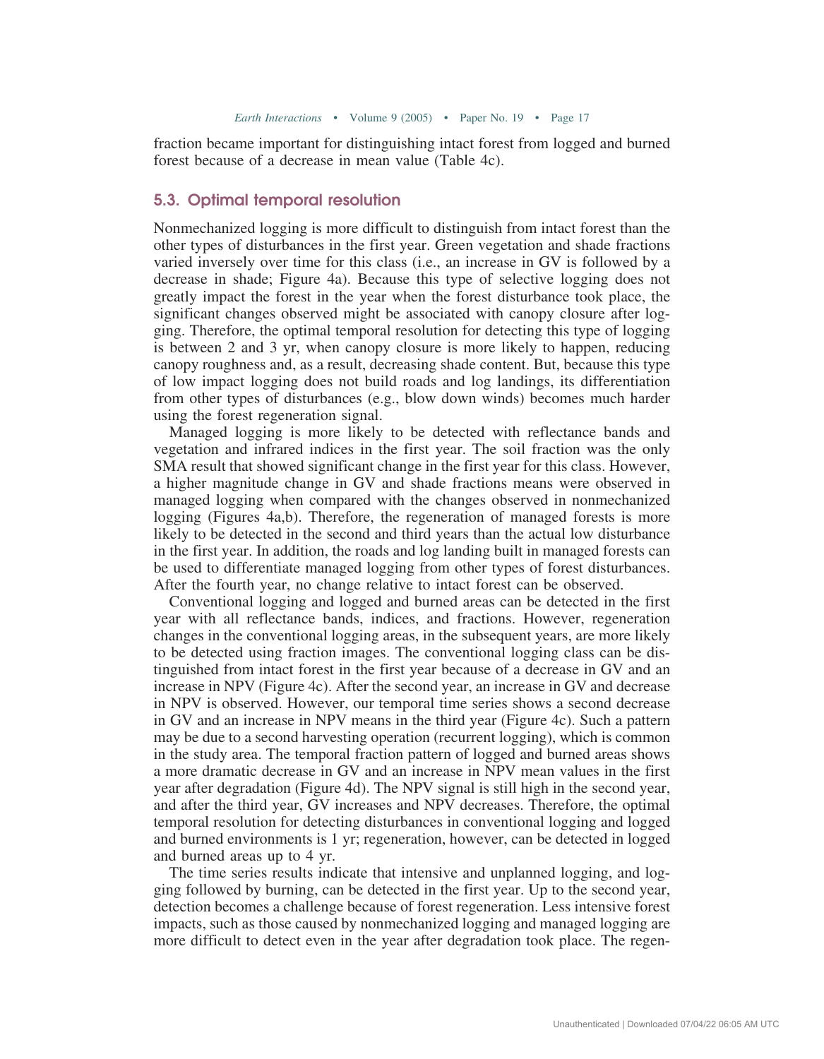fraction became important for distinguishing intact forest from logged and burned forest because of a decrease in mean value (Table 4c).

## 5.3. Optimal temporal resolution

Nonmechanized logging is more difficult to distinguish from intact forest than the other types of disturbances in the first year. Green vegetation and shade fractions varied inversely over time for this class (i.e., an increase in GV is followed by a decrease in shade; Figure 4a). Because this type of selective logging does not greatly impact the forest in the year when the forest disturbance took place, the significant changes observed might be associated with canopy closure after logging. Therefore, the optimal temporal resolution for detecting this type of logging is between 2 and 3 yr, when canopy closure is more likely to happen, reducing canopy roughness and, as a result, decreasing shade content. But, because this type of low impact logging does not build roads and log landings, its differentiation from other types of disturbances (e.g., blow down winds) becomes much harder using the forest regeneration signal.

Managed logging is more likely to be detected with reflectance bands and vegetation and infrared indices in the first year. The soil fraction was the only SMA result that showed significant change in the first year for this class. However, a higher magnitude change in GV and shade fractions means were observed in managed logging when compared with the changes observed in nonmechanized logging (Figures 4a,b). Therefore, the regeneration of managed forests is more likely to be detected in the second and third years than the actual low disturbance in the first year. In addition, the roads and log landing built in managed forests can be used to differentiate managed logging from other types of forest disturbances. After the fourth year, no change relative to intact forest can be observed.

Conventional logging and logged and burned areas can be detected in the first year with all reflectance bands, indices, and fractions. However, regeneration changes in the conventional logging areas, in the subsequent years, are more likely to be detected using fraction images. The conventional logging class can be distinguished from intact forest in the first year because of a decrease in GV and an increase in NPV (Figure 4c). After the second year, an increase in GV and decrease in NPV is observed. However, our temporal time series shows a second decrease in GV and an increase in NPV means in the third year (Figure 4c). Such a pattern may be due to a second harvesting operation (recurrent logging), which is common in the study area. The temporal fraction pattern of logged and burned areas shows a more dramatic decrease in GV and an increase in NPV mean values in the first year after degradation (Figure 4d). The NPV signal is still high in the second year, and after the third year, GV increases and NPV decreases. Therefore, the optimal temporal resolution for detecting disturbances in conventional logging and logged and burned environments is 1 yr; regeneration, however, can be detected in logged and burned areas up to 4 yr.

The time series results indicate that intensive and unplanned logging, and logging followed by burning, can be detected in the first year. Up to the second year, detection becomes a challenge because of forest regeneration. Less intensive forest impacts, such as those caused by nonmechanized logging and managed logging are more difficult to detect even in the year after degradation took place. The regen-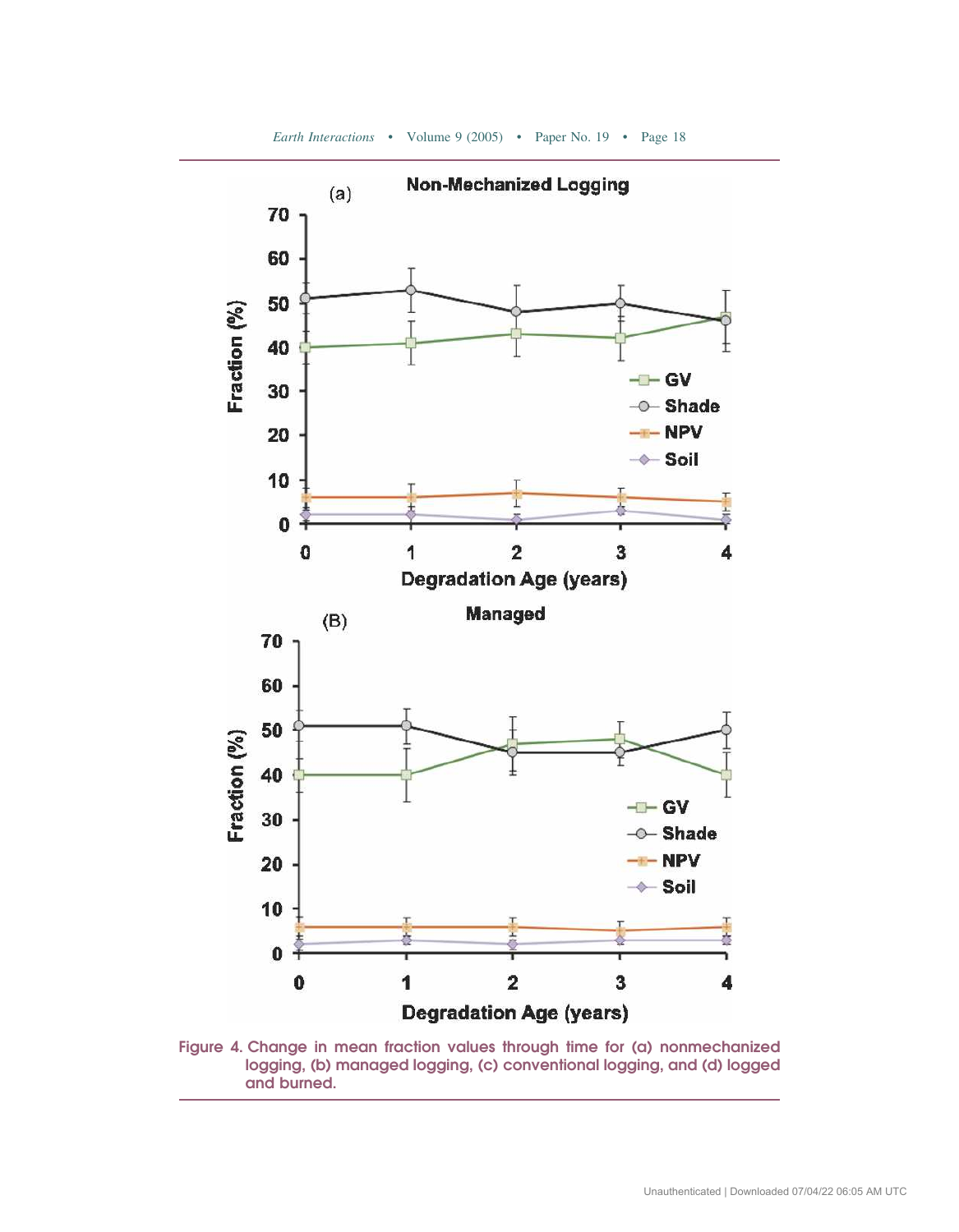Figure 4. Change in mean fraction values through time for (a) nonmechanized logging, (b) managed logging, (c) conventional logging, and (d) logged and burned.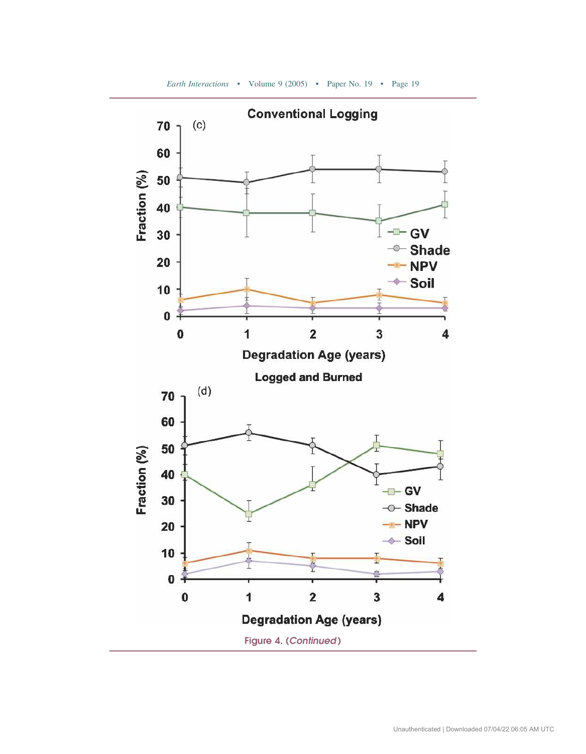Figure 4. (*Continued*)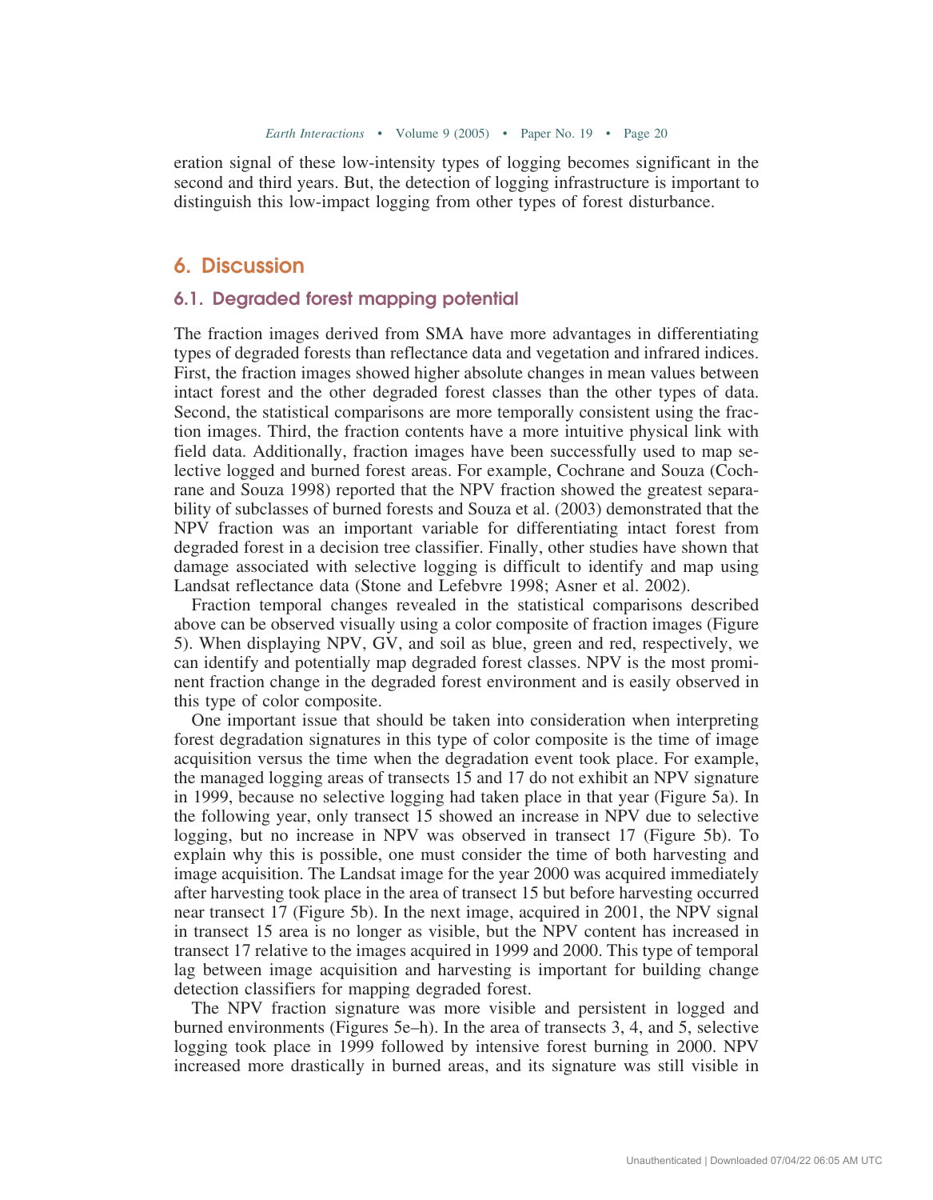eration signal of these low-intensity types of logging becomes significant in the second and third years. But, the detection of logging infrastructure is important to distinguish this low-impact logging from other types of forest disturbance.

## 6. Discussion

### 6.1. Degraded forest mapping potential

The fraction images derived from SMA have more advantages in differentiating types of degraded forests than reflectance data and vegetation and infrared indices. First, the fraction images showed higher absolute changes in mean values between intact forest and the other degraded forest classes than the other types of data. Second, the statistical comparisons are more temporally consistent using the fraction images. Third, the fraction contents have a more intuitive physical link with field data. Additionally, fraction images have been successfully used to map selective logged and burned forest areas. For example, Cochrane and Souza (Cochrane and Souza 1998) reported that the NPV fraction showed the greatest separability of subclasses of burned forests and Souza et al. (2003) demonstrated that the NPV fraction was an important variable for differentiating intact forest from degraded forest in a decision tree classifier. Finally, other studies have shown that damage associated with selective logging is difficult to identify and map using Landsat reflectance data (Stone and Lefebvre 1998; Asner et al. 2002).

Fraction temporal changes revealed in the statistical comparisons described above can be observed visually using a color composite of fraction images (Figure 5). When displaying NPV, GV, and soil as blue, green and red, respectively, we can identify and potentially map degraded forest classes. NPV is the most prominent fraction change in the degraded forest environment and is easily observed in this type of color composite.

One important issue that should be taken into consideration when interpreting forest degradation signatures in this type of color composite is the time of image acquisition versus the time when the degradation event took place. For example, the managed logging areas of transects 15 and 17 do not exhibit an NPV signature in 1999, because no selective logging had taken place in that year (Figure 5a). In the following year, only transect 15 showed an increase in NPV due to selective logging, but no increase in NPV was observed in transect 17 (Figure 5b). To explain why this is possible, one must consider the time of both harvesting and image acquisition. The Landsat image for the year 2000 was acquired immediately after harvesting took place in the area of transect 15 but before harvesting occurred near transect 17 (Figure 5b). In the next image, acquired in 2001, the NPV signal in transect 15 area is no longer as visible, but the NPV content has increased in transect 17 relative to the images acquired in 1999 and 2000. This type of temporal lag between image acquisition and harvesting is important for building change detection classifiers for mapping degraded forest.

The NPV fraction signature was more visible and persistent in logged and burned environments (Figures 5e–h). In the area of transects 3, 4, and 5, selective logging took place in 1999 followed by intensive forest burning in 2000. NPV increased more drastically in burned areas, and its signature was still visible in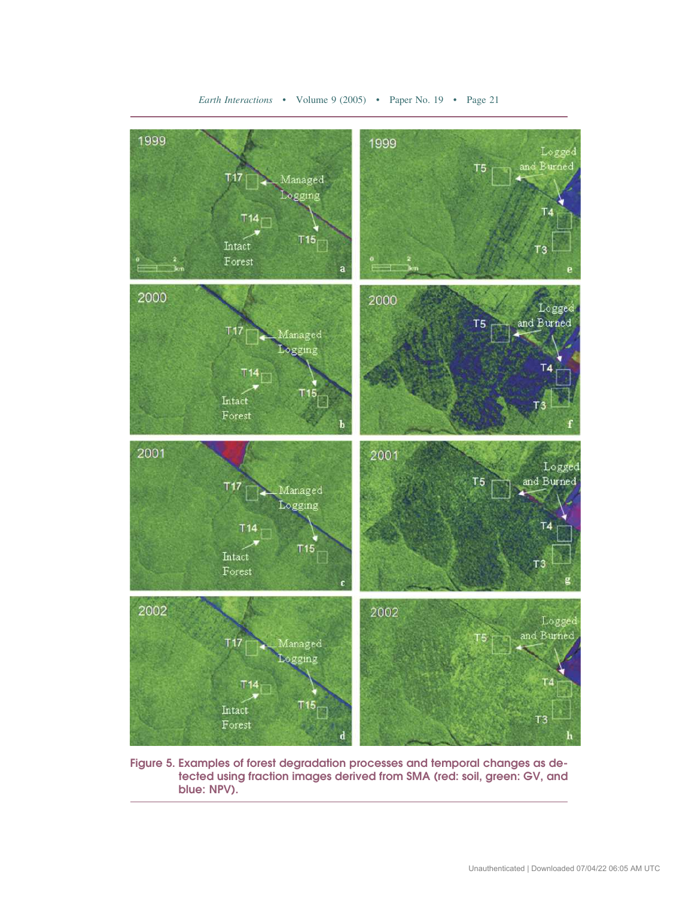Figure 5. Examples of forest degradation processes and temporal changes as detected using fraction images derived from SMA (red: soil, green: GV, and blue: NPV).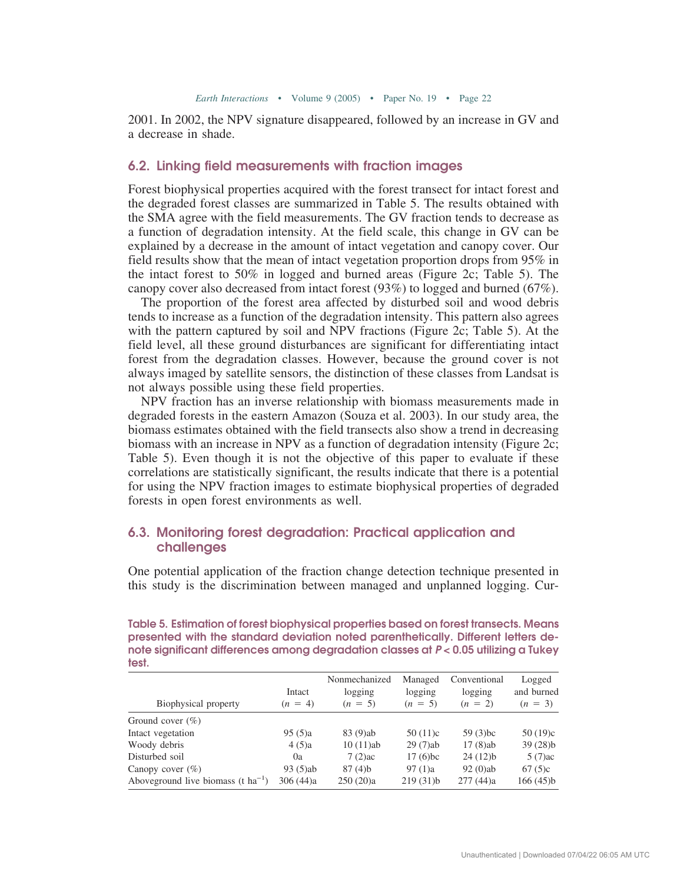2001. In 2002, the NPV signature disappeared, followed by an increase in GV and a decrease in shade.

## 6.2. Linking field measurements with fraction images

Forest biophysical properties acquired with the forest transect for intact forest and the degraded forest classes are summarized in Table 5. The results obtained with the SMA agree with the field measurements. The GV fraction tends to decrease as a function of degradation intensity. At the field scale, this change in GV can be explained by a decrease in the amount of intact vegetation and canopy cover. Our field results show that the mean of intact vegetation proportion drops from 95% in the intact forest to 50% in logged and burned areas (Figure 2c; Table 5). The canopy cover also decreased from intact forest (93%) to logged and burned (67%).

The proportion of the forest area affected by disturbed soil and wood debris tends to increase as a function of the degradation intensity. This pattern also agrees with the pattern captured by soil and NPV fractions (Figure 2c; Table 5). At the field level, all these ground disturbances are significant for differentiating intact forest from the degradation classes. However, because the ground cover is not always imaged by satellite sensors, the distinction of these classes from Landsat is not always possible using these field properties.

NPV fraction has an inverse relationship with biomass measurements made in degraded forests in the eastern Amazon (Souza et al. 2003). In our study area, the biomass estimates obtained with the field transects also show a trend in decreasing biomass with an increase in NPV as a function of degradation intensity (Figure 2c; Table 5). Even though it is not the objective of this paper to evaluate if these correlations are statistically significant, the results indicate that there is a potential for using the NPV fraction images to estimate biophysical properties of degraded forests in open forest environments as well.

## 6.3. Monitoring forest degradation: Practical application and challenges

One potential application of the fraction change detection technique presented in this study is the discrimination between managed and unplanned logging. Cur-

**Table 5. Estimation of forest biophysical properties based on forest transects. Means presented with the standard deviation noted parenthetically. Different letters denote significant differences among degradation classes at $P < 0.05$ utilizing a Tukey test.**

| Biophysical property | Intact ($n$ = 4) | Nonmechanized logging ($n$ = 5) | Managed logging ($n$ = 5) | Conventional logging ($n$ = 2) | Logged and burned ($n$ = 3) |
|---|---|---|---|---|---|
| Ground cover (%) | | | | | |
| Intact vegetation | 95 (5)a | 83 (9)ab | 50 (11)c | 59 (3)bc | 50 (19)c |
| Woody debris | 4 (5)a | 10 (11)ab | 29 (7)ab | 17 (8)ab | 39 (28)b |
| Disturbed soil | 0a | 7 (2)ac | 17 (6)bc | 24 (12)b | 5 (7)ac |
| Canopy cover (%) | 93 (5)ab | 87 (4)b | 97 (1)a | 92 (0)ab | 67 (5)c |
| Aboveground live biomass (t ha$^{-1}$) | 306 (44)a | 250 (20)a | 219 (31)b | 277 (44)a | 166 (45)b |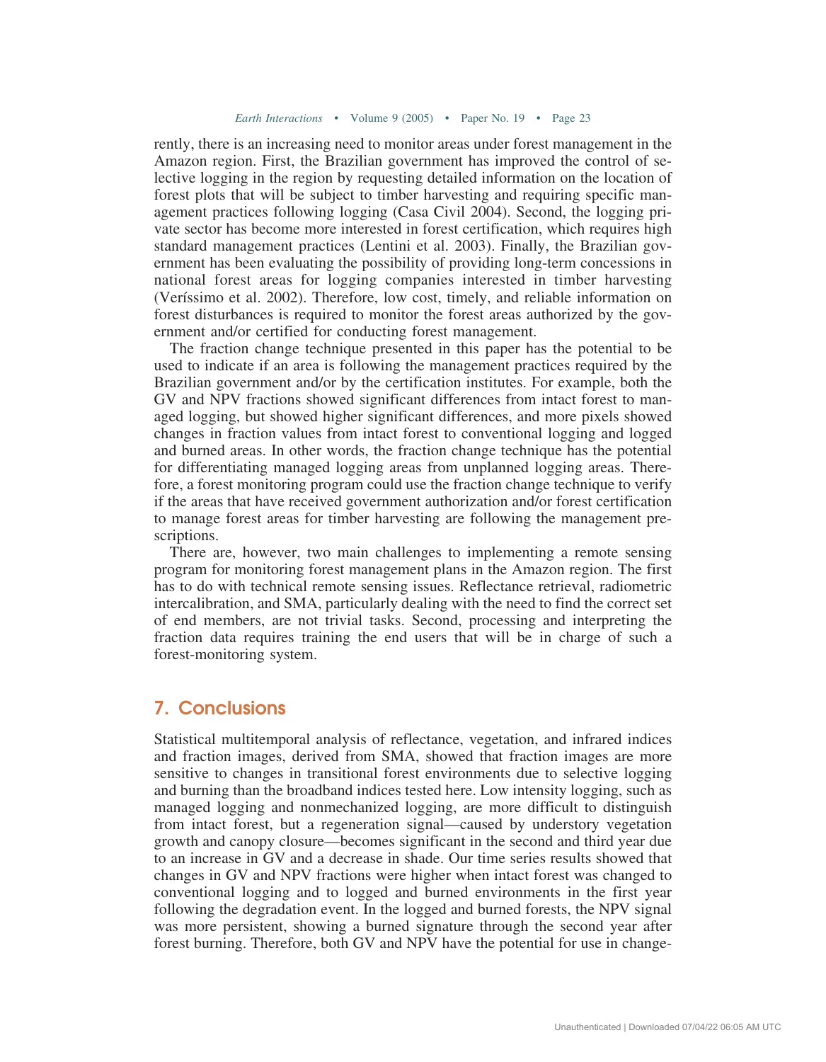rently, there is an increasing need to monitor areas under forest management in the Amazon region. First, the Brazilian government has improved the control of selective logging in the region by requesting detailed information on the location of forest plots that will be subject to timber harvesting and requiring specific management practices following logging (Casa Civil 2004). Second, the logging private sector has become more interested in forest certification, which requires high standard management practices (Lentini et al. 2003). Finally, the Brazilian government has been evaluating the possibility of providing long-term concessions in national forest areas for logging companies interested in timber harvesting (Veríssimo et al. 2002). Therefore, low cost, timely, and reliable information on forest disturbances is required to monitor the forest areas authorized by the government and/or certified for conducting forest management.

The fraction change technique presented in this paper has the potential to be used to indicate if an area is following the management practices required by the Brazilian government and/or by the certification institutes. For example, both the GV and NPV fractions showed significant differences from intact forest to managed logging, but showed higher significant differences, and more pixels showed changes in fraction values from intact forest to conventional logging and logged and burned areas. In other words, the fraction change technique has the potential for differentiating managed logging areas from unplanned logging areas. Therefore, a forest monitoring program could use the fraction change technique to verify if the areas that have received government authorization and/or forest certification to manage forest areas for timber harvesting are following the management prescriptions.

There are, however, two main challenges to implementing a remote sensing program for monitoring forest management plans in the Amazon region. The first has to do with technical remote sensing issues. Reflectance retrieval, radiometric intercalibration, and SMA, particularly dealing with the need to find the correct set of end members, are not trivial tasks. Second, processing and interpreting the fraction data requires training the end users that will be in charge of such a forest-monitoring system.

## 7. Conclusions

Statistical multitemporal analysis of reflectance, vegetation, and infrared indices and fraction images, derived from SMA, showed that fraction images are more sensitive to changes in transitional forest environments due to selective logging and burning than the broadband indices tested here. Low intensity logging, such as managed logging and nonmechanized logging, are more difficult to distinguish from intact forest, but a regeneration signal—caused by understory vegetation growth and canopy closure—becomes significant in the second and third year due to an increase in GV and a decrease in shade. Our time series results showed that changes in GV and NPV fractions were higher when intact forest was changed to conventional logging and to logged and burned environments in the first year following the degradation event. In the logged and burned forests, the NPV signal was more persistent, showing a burned signature through the second year after forest burning. Therefore, both GV and NPV have the potential for use in change-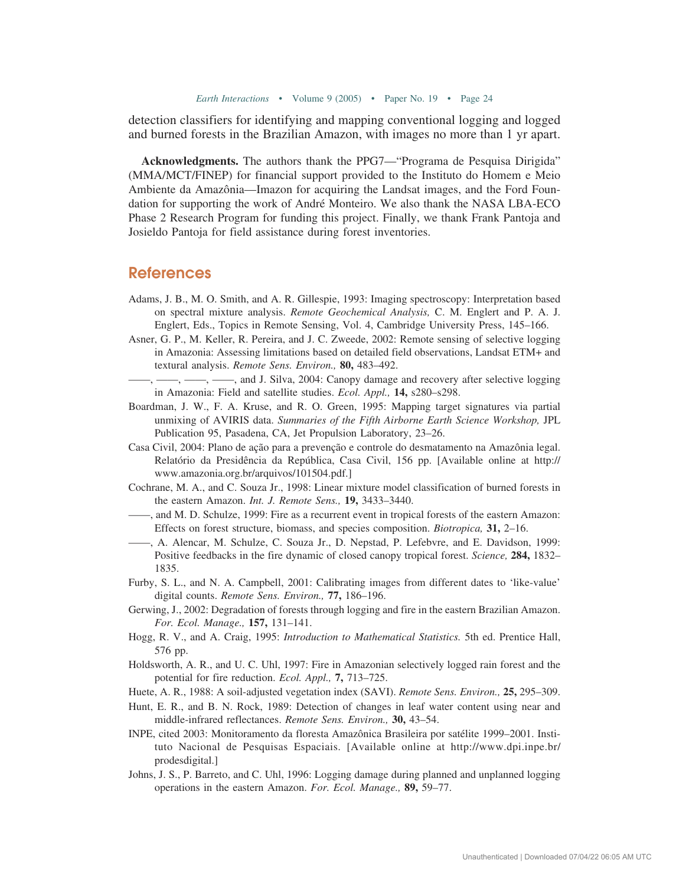detection classifiers for identifying and mapping conventional logging and logged and burned forests in the Brazilian Amazon, with images no more than 1 yr apart.

**Acknowledgments.** The authors thank the PPG7—"Programa de Pesquisa Dirigida" (MMA/MCT/FINEP) for financial support provided to the Instituto do Homem e Meio Ambiente da Amazônia—Imazon for acquiring the Landsat images, and the Ford Foundation for supporting the work of André Monteiro. We also thank the NASA LBA-ECO Phase 2 Research Program for funding this project. Finally, we thank Frank Pantoja and Josieldo Pantoja for field assistance during forest inventories.

## References

Adams, J. B., M. O. Smith, and A. R. Gillespie, 1993: Imaging spectroscopy: Interpretation based on spectral mixture analysis. *Remote Geochemical Analysis,* C. M. Englert and P. A. J. Englert, Eds., Topics in Remote Sensing, Vol. 4, Cambridge University Press, 145–166.

Asner, G. P., M. Keller, R. Pereira, and J. C. Zweede, 2002: Remote sensing of selective logging in Amazonia: Assessing limitations based on detailed field observations, Landsat ETM+ and textural analysis. *Remote Sens. Environ.,* **80,** 483–492.

——, ——, ——, ——, and J. Silva, 2004: Canopy damage and recovery after selective logging in Amazonia: Field and satellite studies. *Ecol. Appl.,* **14,** s280–s298.

Boardman, J. W., F. A. Kruse, and R. O. Green, 1995: Mapping target signatures via partial unmixing of AVIRIS data. *Summaries of the Fifth Airborne Earth Science Workshop,* JPL Publication 95, Pasadena, CA, Jet Propulsion Laboratory, 23–26.

Casa Civil, 2004: Plano de ação para a prevenção e controle do desmatamento na Amazônia legal. Relatório da Presidência da República, Casa Civil, 156 pp. [Available online at http://www.amazonia.org.br/arquivos/101504.pdf.]

Cochrane, M. A., and C. Souza Jr., 1998: Linear mixture model classification of burned forests in the eastern Amazon. *Int. J. Remote Sens.,* **19,** 3433–3440.

——, and M. D. Schulze, 1999: Fire as a recurrent event in tropical forests of the eastern Amazon: Effects on forest structure, biomass, and species composition. *Biotropica,* **31,** 2–16.

——, A. Alencar, M. Schulze, C. Souza Jr., D. Nepstad, P. Lefebvre, and E. Davidson, 1999: Positive feedbacks in the fire dynamic of closed canopy tropical forest. *Science,* **284,** 1832–1835.

Furby, S. L., and N. A. Campbell, 2001: Calibrating images from different dates to 'like-value' digital counts. *Remote Sens. Environ.,* **77,** 186–196.

Gerwing, J., 2002: Degradation of forests through logging and fire in the eastern Brazilian Amazon. *For. Ecol. Manage.,* **157,** 131–141.

Hogg, R. V., and A. Craig, 1995: *Introduction to Mathematical Statistics.* 5th ed. Prentice Hall, 576 pp.

Holdsworth, A. R., and U. C. Uhl, 1997: Fire in Amazonian selectively logged rain forest and the potential for fire reduction. *Ecol. Appl.,* **7,** 713–725.

Huete, A. R., 1988: A soil-adjusted vegetation index (SAVI). *Remote Sens. Environ.,* **25,** 295–309.

Hunt, E. R., and B. N. Rock, 1989: Detection of changes in leaf water content using near and middle-infrared reflectances. *Remote Sens. Environ.,* **30,** 43–54.

INPE, cited 2003: Monitoramento da floresta Amazônica Brasileira por satélite 1999–2001. Instituto Nacional de Pesquisas Espaciais. [Available online at http://www.dpi.inpe.br/prodesdigital.]

Johns, J. S., P. Barreto, and C. Uhl, 1996: Logging damage during planned and unplanned logging operations in the eastern Amazon. *For. Ecol. Manage.,* **89,** 59–77.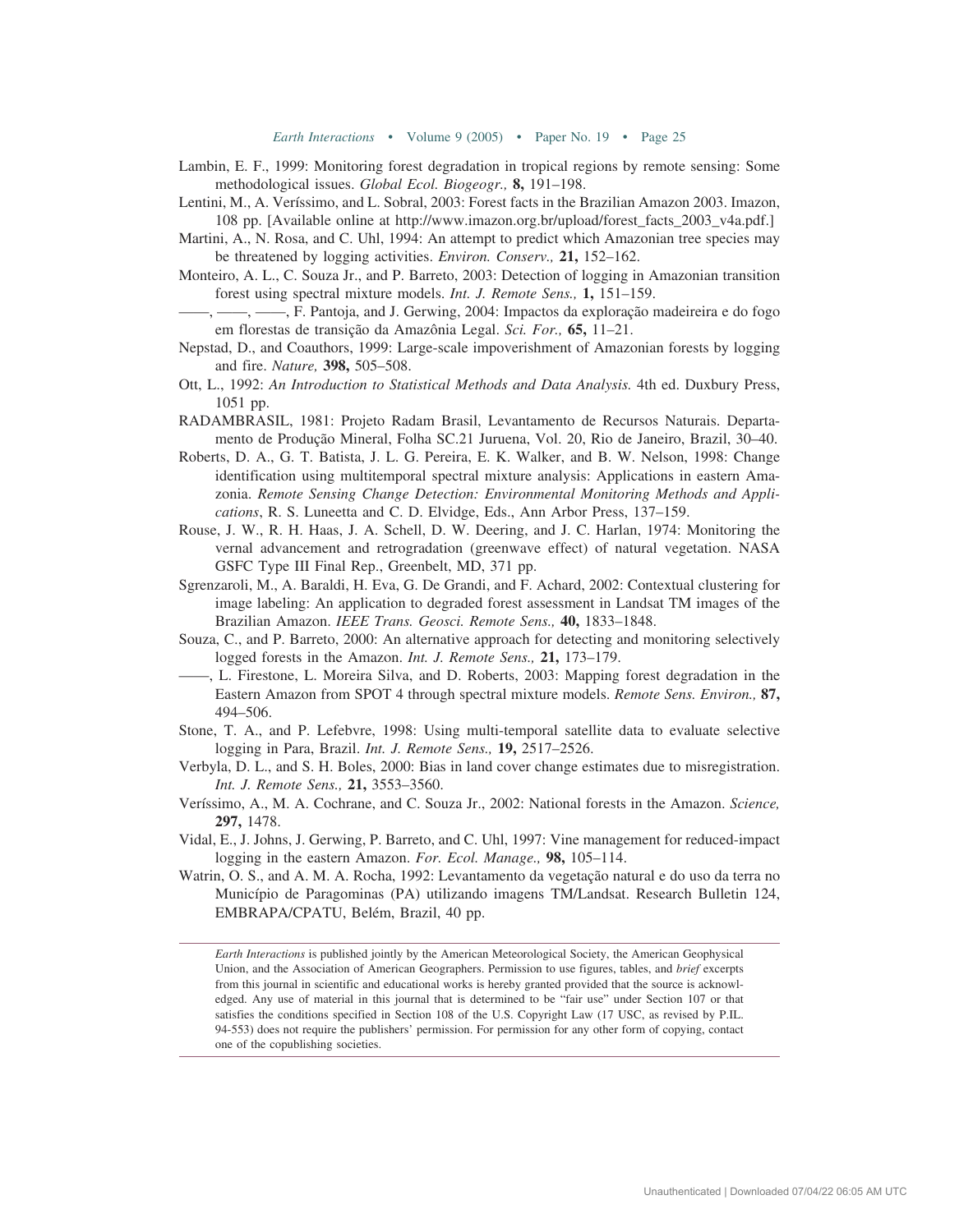Lambin, E. F., 1999: Monitoring forest degradation in tropical regions by remote sensing: Some methodological issues. *Global Ecol. Biogeogr.,* **8,** 191–198.

Lentini, M., A. Veríssimo, and L. Sobral, 2003: Forest facts in the Brazilian Amazon 2003. Imazon, 108 pp. [Available online at http://www.imazon.org.br/upload/forest_facts_2003_v4a.pdf.]

Martini, A., N. Rosa, and C. Uhl, 1994: An attempt to predict which Amazonian tree species may be threatened by logging activities. *Environ. Conserv.,* **21,** 152–162.

Monteiro, A. L., C. Souza Jr., and P. Barreto, 2003: Detection of logging in Amazonian transition forest using spectral mixture models. *Int. J. Remote Sens.,* **1,** 151–159.

——, ——, ——, F. Pantoja, and J. Gerwing, 2004: Impactos da exploração madeireira e do fogo em florestas de transição da Amazônia Legal. *Sci. For.,* **65,** 11–21.

Nepstad, D., and Coauthors, 1999: Large-scale impoverishment of Amazonian forests by logging and fire. *Nature,* **398,** 505–508.

Ott, L., 1992: *An Introduction to Statistical Methods and Data Analysis.* 4th ed. Duxbury Press, 1051 pp.

RADAMBRASIL, 1981: Projeto Radam Brasil, Levantamento de Recursos Naturais. Departamento de Produção Mineral, Folha SC.21 Juruena, Vol. 20, Rio de Janeiro, Brazil, 30–40.

Roberts, D. A., G. T. Batista, J. L. G. Pereira, E. K. Walker, and B. W. Nelson, 1998: Change identification using multitemporal spectral mixture analysis: Applications in eastern Amazonia. *Remote Sensing Change Detection: Environmental Monitoring Methods and Applications*, R. S. Luneetta and C. D. Elvidge, Eds., Ann Arbor Press, 137–159.

Rouse, J. W., R. H. Haas, J. A. Schell, D. W. Deering, and J. C. Harlan, 1974: Monitoring the vernal advancement and retrogradation (greenwave effect) of natural vegetation. NASA GSFC Type III Final Rep., Greenbelt, MD, 371 pp.

Sgrenzaroli, M., A. Baraldi, H. Eva, G. De Grandi, and F. Achard, 2002: Contextual clustering for image labeling: An application to degraded forest assessment in Landsat TM images of the Brazilian Amazon. *IEEE Trans. Geosci. Remote Sens.,* **40,** 1833–1848.

Souza, C., and P. Barreto, 2000: An alternative approach for detecting and monitoring selectively logged forests in the Amazon. *Int. J. Remote Sens.,* **21,** 173–179.

——, L. Firestone, L. Moreira Silva, and D. Roberts, 2003: Mapping forest degradation in the Eastern Amazon from SPOT 4 through spectral mixture models. *Remote Sens. Environ.,* **87,** 494–506.

Stone, T. A., and P. Lefebvre, 1998: Using multi-temporal satellite data to evaluate selective logging in Para, Brazil. *Int. J. Remote Sens.,* **19,** 2517–2526.

Verbyla, D. L., and S. H. Boles, 2000: Bias in land cover change estimates due to misregistration. *Int. J. Remote Sens.,* **21,** 3553–3560.

Veríssimo, A., M. A. Cochrane, and C. Souza Jr., 2002: National forests in the Amazon. *Science,* **297,** 1478.

Vidal, E., J. Johns, J. Gerwing, P. Barreto, and C. Uhl, 1997: Vine management for reduced-impact logging in the eastern Amazon. *For. Ecol. Manage.,* **98,** 105–114.

Watrin, O. S., and A. M. A. Rocha, 1992: Levantamento da vegetação natural e do uso da terra no Município de Paragominas (PA) utilizando imagens TM/Landsat. Research Bulletin 124, EMBRAPA/CPATU, Belém, Brazil, 40 pp.

---

*Earth Interactions* is published jointly by the American Meteorological Society, the American Geophysical Union, and the Association of American Geographers. Permission to use figures, tables, and *brief* excerpts from this journal in scientific and educational works is hereby granted provided that the source is acknowledged. Any use of material in this journal that is determined to be "fair use" under Section 107 or that satisfies the conditions specified in Section 108 of the U.S. Copyright Law (17 USC, as revised by P.IL. 94-553) does not require the publishers' permission. For permission for any other form of copying, contact one of the copublishing societies.